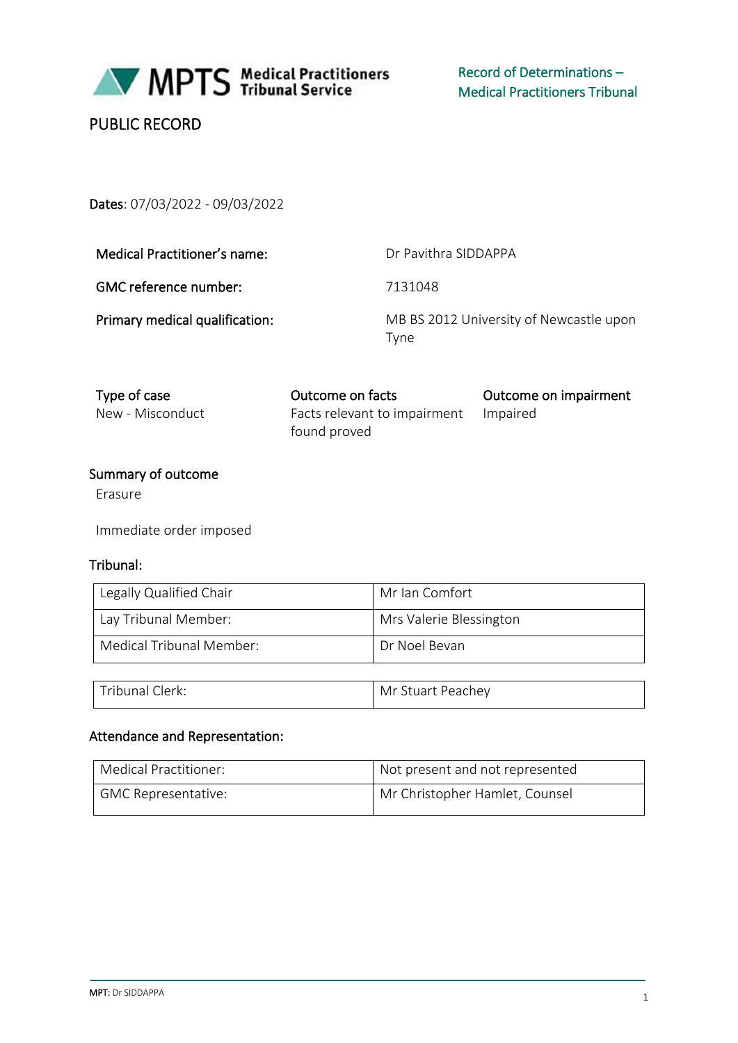**Record of Determinations – Medical Practitioners Tribunal**

# PUBLIC RECORD

**Dates**: 07/03/2022 - 09/03/2022

| | |
|---|---|
| **Medical Practitioner's name:** | Dr Pavithra SIDDAPPA |
| **GMC reference number:** | 7131048 |
| **Primary medical qualification:** | MB BS 2012 University of Newcastle upon Tyne |

| Type of case | Outcome on facts | Outcome on impairment |
|---|---|---|
| New - Misconduct | Facts relevant to impairment found proved | Impaired |

## Summary of outcome

Erasure

Immediate order imposed

## Tribunal:

| | |
|---|---|
| Legally Qualified Chair | Mr Ian Comfort |
| Lay Tribunal Member: | Mrs Valerie Blessington |
| Medical Tribunal Member: | Dr Noel Bevan |

| | |
|---|---|
| Tribunal Clerk: | Mr Stuart Peachey |

## Attendance and Representation:

| | |
|---|---|
| Medical Practitioner: | Not present and not represented |
| GMC Representative: | Mr Christopher Hamlet, Counsel |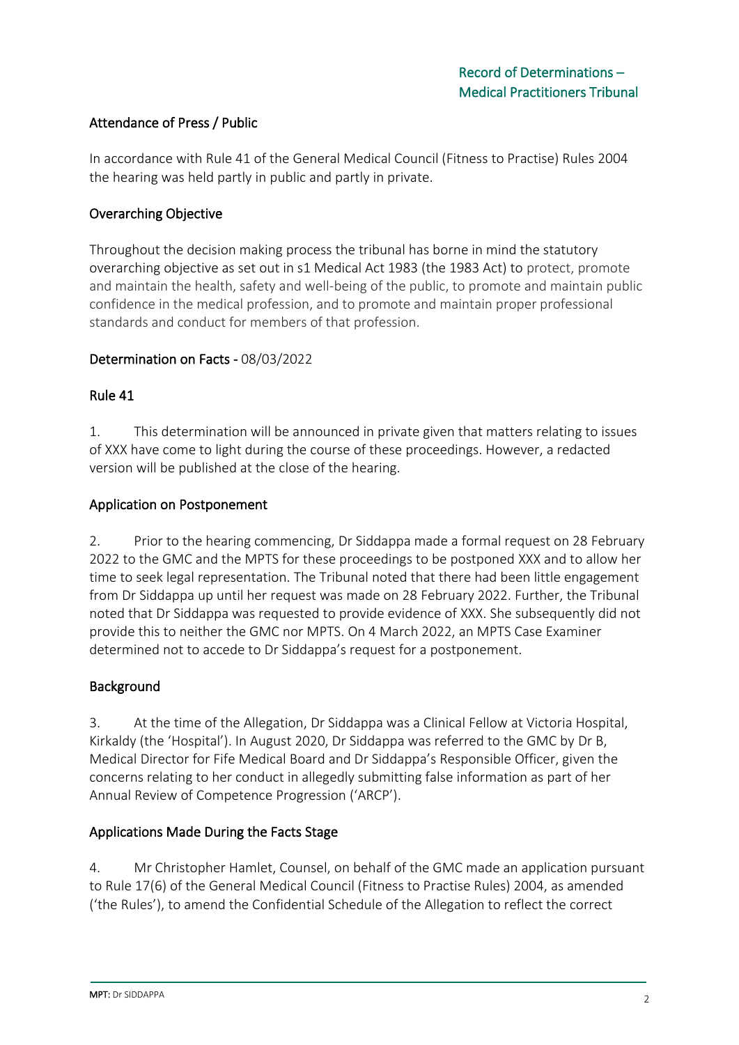Record of Determinations – Medical Practitioners Tribunal

## Attendance of Press / Public

In accordance with Rule 41 of the General Medical Council (Fitness to Practise) Rules 2004 the hearing was held partly in public and partly in private.

## Overarching Objective

Throughout the decision making process the tribunal has borne in mind the statutory overarching objective as set out in s1 Medical Act 1983 (the 1983 Act) to protect, promote and maintain the health, safety and well-being of the public, to promote and maintain public confidence in the medical profession, and to promote and maintain proper professional standards and conduct for members of that profession.

## Determination on Facts - 08/03/2022

### Rule 41

1. This determination will be announced in private given that matters relating to issues of XXX have come to light during the course of these proceedings. However, a redacted version will be published at the close of the hearing.

### Application on Postponement

2. Prior to the hearing commencing, Dr Siddappa made a formal request on 28 February 2022 to the GMC and the MPTS for these proceedings to be postponed XXX and to allow her time to seek legal representation. The Tribunal noted that there had been little engagement from Dr Siddappa up until her request was made on 28 February 2022. Further, the Tribunal noted that Dr Siddappa was requested to provide evidence of XXX. She subsequently did not provide this to neither the GMC nor MPTS. On 4 March 2022, an MPTS Case Examiner determined not to accede to Dr Siddappa's request for a postponement.

### Background

3. At the time of the Allegation, Dr Siddappa was a Clinical Fellow at Victoria Hospital, Kirkaldy (the 'Hospital'). In August 2020, Dr Siddappa was referred to the GMC by Dr B, Medical Director for Fife Medical Board and Dr Siddappa's Responsible Officer, given the concerns relating to her conduct in allegedly submitting false information as part of her Annual Review of Competence Progression ('ARCP').

### Applications Made During the Facts Stage

4. Mr Christopher Hamlet, Counsel, on behalf of the GMC made an application pursuant to Rule 17(6) of the General Medical Council (Fitness to Practise Rules) 2004, as amended ('the Rules'), to amend the Confidential Schedule of the Allegation to reflect the correct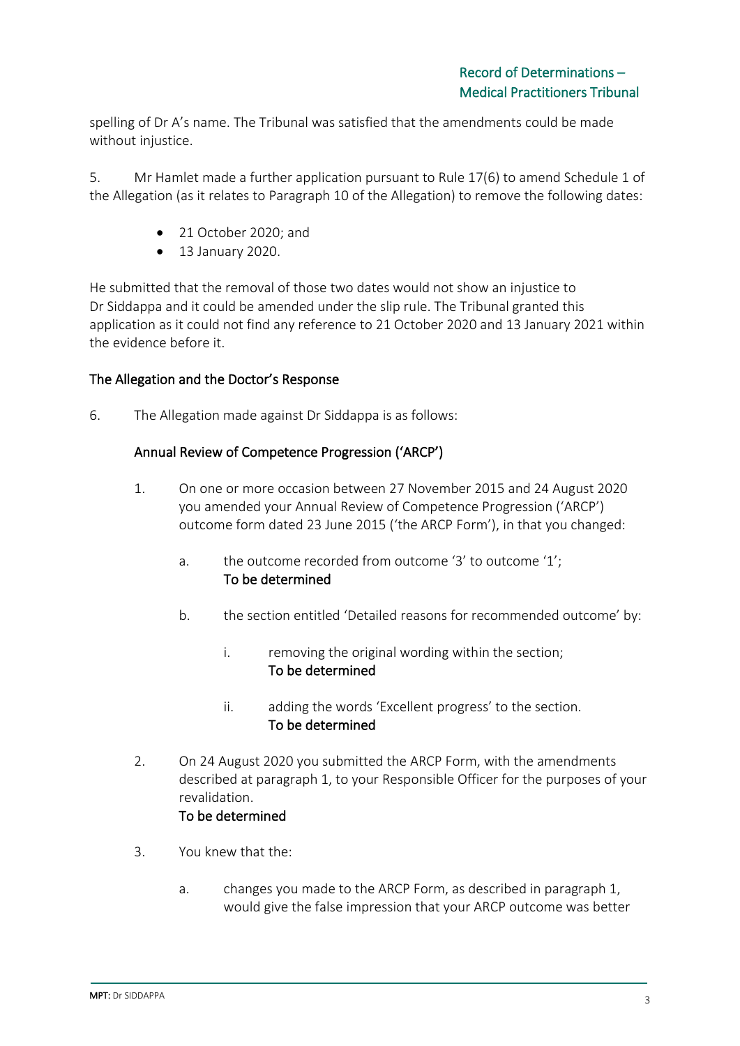spelling of Dr A's name. The Tribunal was satisfied that the amendments could be made without injustice.

5. Mr Hamlet made a further application pursuant to Rule 17(6) to amend Schedule 1 of the Allegation (as it relates to Paragraph 10 of the Allegation) to remove the following dates:

- 21 October 2020; and
- 13 January 2020.

He submitted that the removal of those two dates would not show an injustice to Dr Siddappa and it could be amended under the slip rule. The Tribunal granted this application as it could not find any reference to 21 October 2020 and 13 January 2021 within the evidence before it.

## The Allegation and the Doctor's Response

6. The Allegation made against Dr Siddappa is as follows:

### Annual Review of Competence Progression ('ARCP')

1. On one or more occasion between 27 November 2015 and 24 August 2020 you amended your Annual Review of Competence Progression ('ARCP') outcome form dated 23 June 2015 ('the ARCP Form'), in that you changed:

   a. the outcome recorded from outcome '3' to outcome '1';
   **To be determined**

   b. the section entitled 'Detailed reasons for recommended outcome' by:

      i. removing the original wording within the section;
      **To be determined**

      ii. adding the words 'Excellent progress' to the section.
      **To be determined**

2. On 24 August 2020 you submitted the ARCP Form, with the amendments described at paragraph 1, to your Responsible Officer for the purposes of your revalidation.
   **To be determined**

3. You knew that the:

   a. changes you made to the ARCP Form, as described in paragraph 1, would give the false impression that your ARCP outcome was better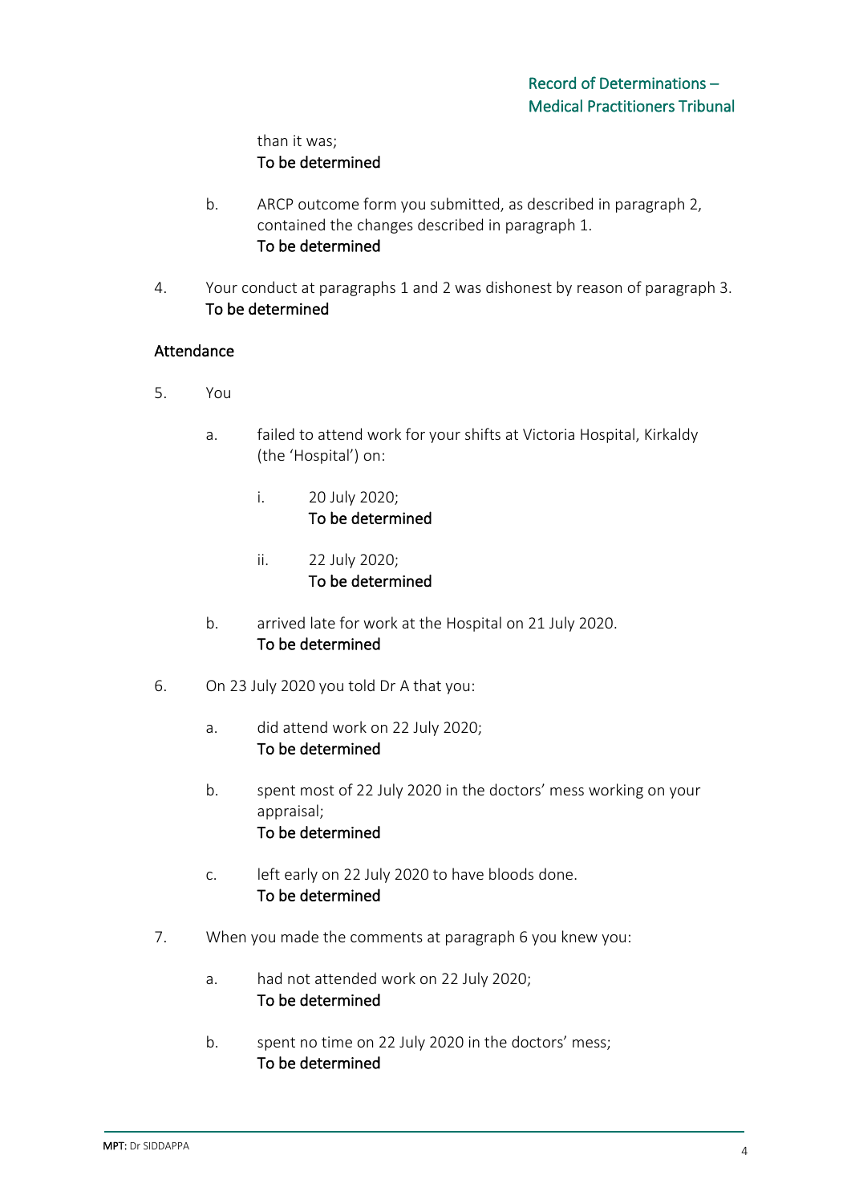than it was;
To be determined

b. ARCP outcome form you submitted, as described in paragraph 2, contained the changes described in paragraph 1.
To be determined

4. Your conduct at paragraphs 1 and 2 was dishonest by reason of paragraph 3.
To be determined

## Attendance

5. You

   a. failed to attend work for your shifts at Victoria Hospital, Kirkaldy (the 'Hospital') on:

      i. 20 July 2020;
      To be determined

      ii. 22 July 2020;
      To be determined

   b. arrived late for work at the Hospital on 21 July 2020.
   To be determined

6. On 23 July 2020 you told Dr A that you:

   a. did attend work on 22 July 2020;
   To be determined

   b. spent most of 22 July 2020 in the doctors' mess working on your appraisal;
   To be determined

   c. left early on 22 July 2020 to have bloods done.
   To be determined

7. When you made the comments at paragraph 6 you knew you:

   a. had not attended work on 22 July 2020;
   To be determined

   b. spent no time on 22 July 2020 in the doctors' mess;
   To be determined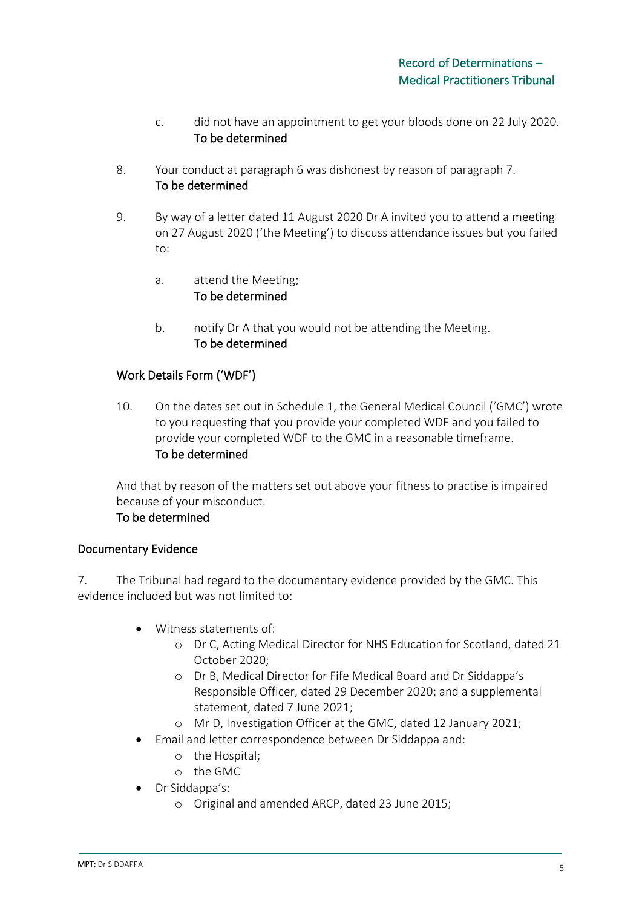c. did not have an appointment to get your bloods done on 22 July 2020.
**To be determined**

8. Your conduct at paragraph 6 was dishonest by reason of paragraph 7.
**To be determined**

9. By way of a letter dated 11 August 2020 Dr A invited you to attend a meeting on 27 August 2020 ('the Meeting') to discuss attendance issues but you failed to:

a. attend the Meeting;
**To be determined**

b. notify Dr A that you would not be attending the Meeting.
**To be determined**

**Work Details Form ('WDF')**

10. On the dates set out in Schedule 1, the General Medical Council ('GMC') wrote to you requesting that you provide your completed WDF and you failed to provide your completed WDF to the GMC in a reasonable timeframe.
**To be determined**

And that by reason of the matters set out above your fitness to practise is impaired because of your misconduct.
**To be determined**

## Documentary Evidence

7. The Tribunal had regard to the documentary evidence provided by the GMC. This evidence included but was not limited to:

- Witness statements of:
  - Dr C, Acting Medical Director for NHS Education for Scotland, dated 21 October 2020;
  - Dr B, Medical Director for Fife Medical Board and Dr Siddappa's Responsible Officer, dated 29 December 2020; and a supplemental statement, dated 7 June 2021;
  - Mr D, Investigation Officer at the GMC, dated 12 January 2021;
- Email and letter correspondence between Dr Siddappa and:
  - the Hospital;
  - the GMC
- Dr Siddappa's:
  - Original and amended ARCP, dated 23 June 2015;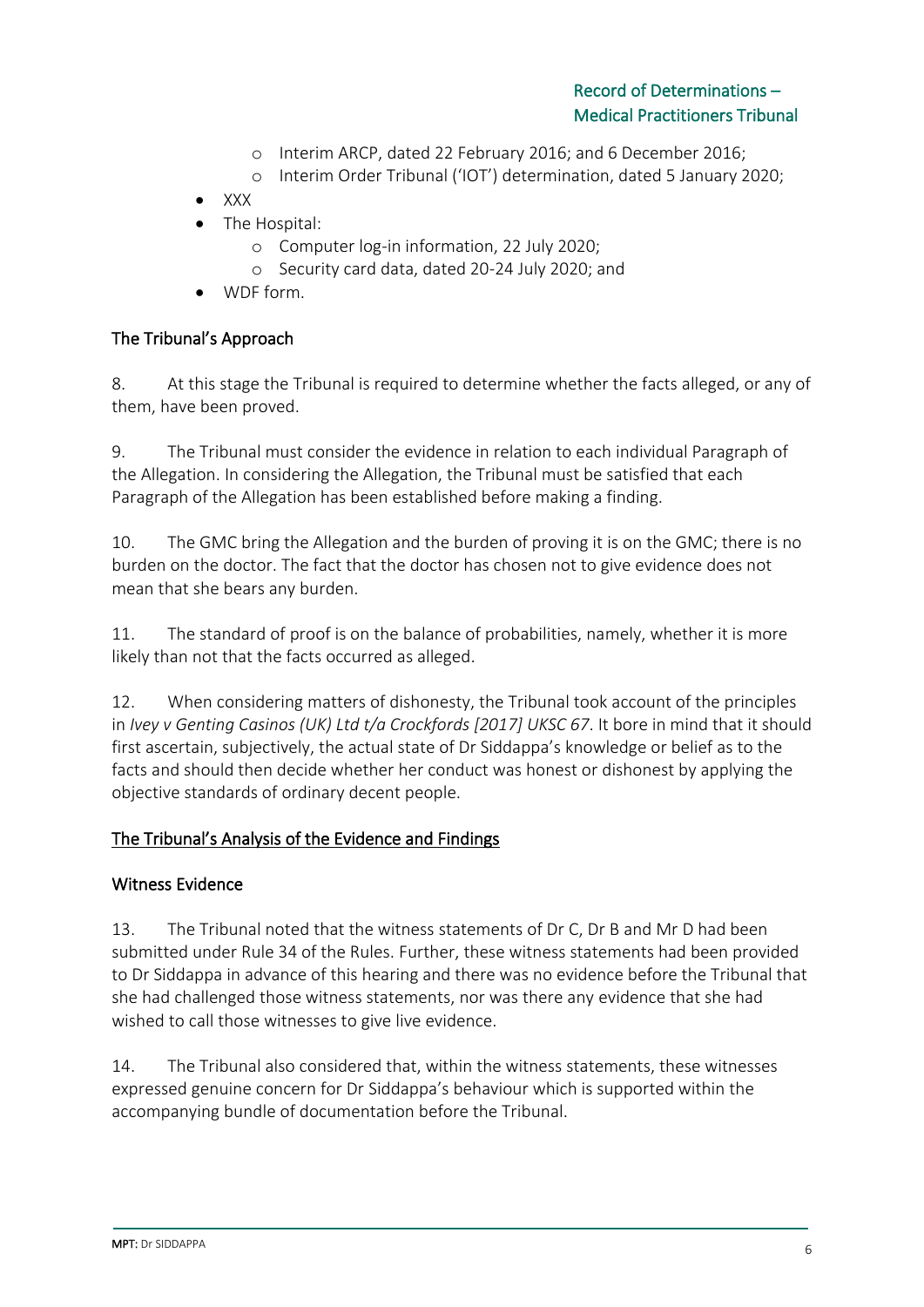- Interim ARCP, dated 22 February 2016; and 6 December 2016;
  - Interim Order Tribunal ('IOT') determination, dated 5 January 2020;
- XXX
- The Hospital:
  - Computer log-in information, 22 July 2020;
  - Security card data, dated 20-24 July 2020; and
- WDF form.

### The Tribunal's Approach

8. At this stage the Tribunal is required to determine whether the facts alleged, or any of them, have been proved.

9. The Tribunal must consider the evidence in relation to each individual Paragraph of the Allegation. In considering the Allegation, the Tribunal must be satisfied that each Paragraph of the Allegation has been established before making a finding.

10. The GMC bring the Allegation and the burden of proving it is on the GMC; there is no burden on the doctor. The fact that the doctor has chosen not to give evidence does not mean that she bears any burden.

11. The standard of proof is on the balance of probabilities, namely, whether it is more likely than not that the facts occurred as alleged.

12. When considering matters of dishonesty, the Tribunal took account of the principles in *Ivey v Genting Casinos (UK) Ltd t/a Crockfords [2017] UKSC 67*. It bore in mind that it should first ascertain, subjectively, the actual state of Dr Siddappa's knowledge or belief as to the facts and should then decide whether her conduct was honest or dishonest by applying the objective standards of ordinary decent people.

## The Tribunal's Analysis of the Evidence and Findings

### Witness Evidence

13. The Tribunal noted that the witness statements of Dr C, Dr B and Mr D had been submitted under Rule 34 of the Rules. Further, these witness statements had been provided to Dr Siddappa in advance of this hearing and there was no evidence before the Tribunal that she had challenged those witness statements, nor was there any evidence that she had wished to call those witnesses to give live evidence.

14. The Tribunal also considered that, within the witness statements, these witnesses expressed genuine concern for Dr Siddappa's behaviour which is supported within the accompanying bundle of documentation before the Tribunal.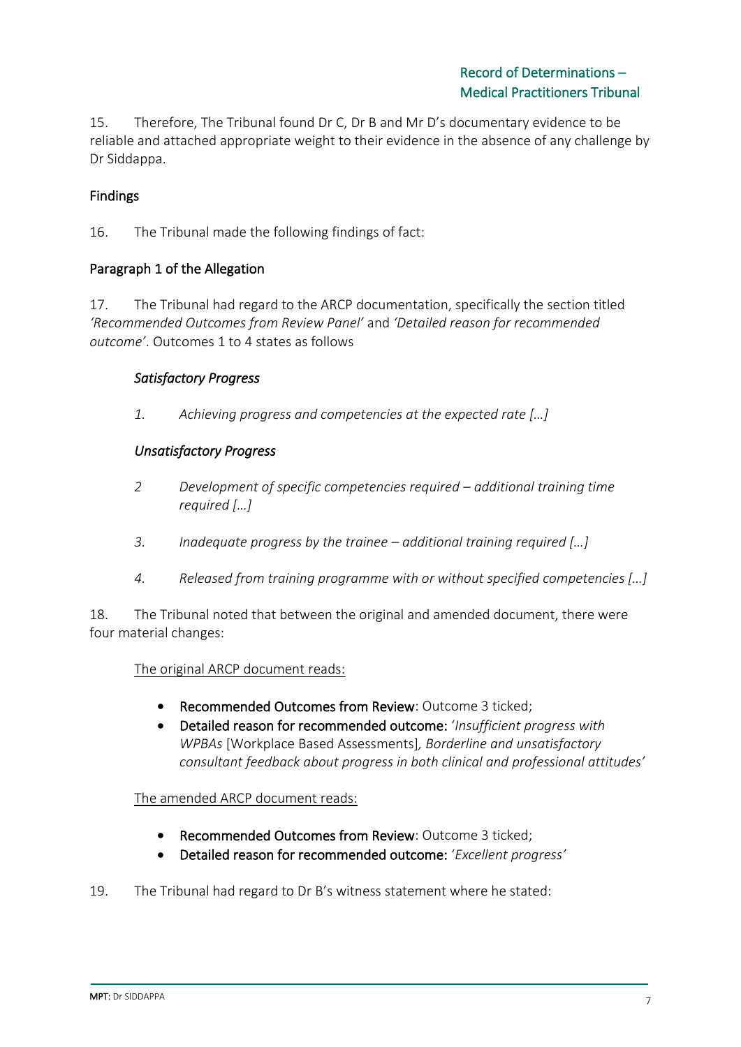15. Therefore, The Tribunal found Dr C, Dr B and Mr D's documentary evidence to be reliable and attached appropriate weight to their evidence in the absence of any challenge by Dr Siddappa.

## Findings

16. The Tribunal made the following findings of fact:

### Paragraph 1 of the Allegation

17. The Tribunal had regard to the ARCP documentation, specifically the section titled *'Recommended Outcomes from Review Panel'* and *'Detailed reason for recommended outcome'*. Outcomes 1 to 4 states as follows

> ***Satisfactory Progress***
>
> *1. Achieving progress and competencies at the expected rate […]*
>
> ***Unsatisfactory Progress***
>
> *2 Development of specific competencies required – additional training time required […]*
>
> *3. Inadequate progress by the trainee – additional training required […]*
>
> *4. Released from training programme with or without specified competencies […]*

18. The Tribunal noted that between the original and amended document, there were four material changes:

<u>The original ARCP document reads:</u>

- **Recommended Outcomes from Review**: Outcome 3 ticked;
- **Detailed reason for recommended outcome:** '*Insufficient progress with WPBAs* [Workplace Based Assessments]*, Borderline and unsatisfactory consultant feedback about progress in both clinical and professional attitudes'*

<u>The amended ARCP document reads:</u>

- **Recommended Outcomes from Review**: Outcome 3 ticked;
- **Detailed reason for recommended outcome:** '*Excellent progress'*

19. The Tribunal had regard to Dr B's witness statement where he stated: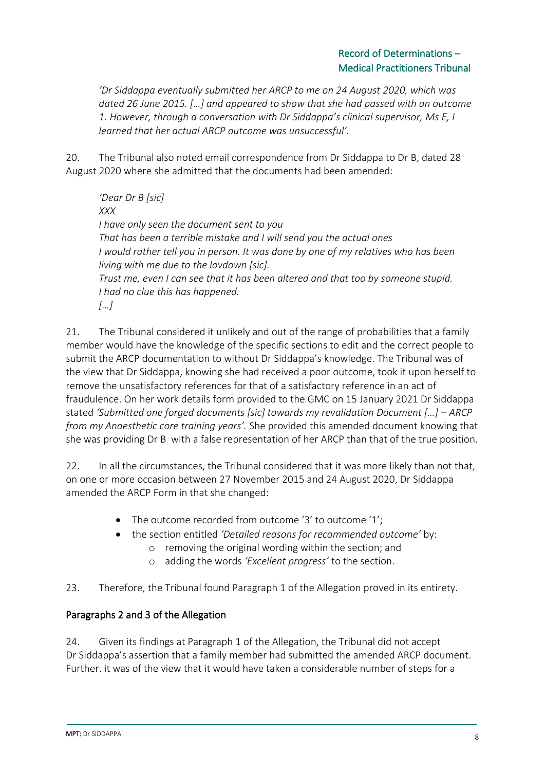*'Dr Siddappa eventually submitted her ARCP to me on 24 August 2020, which was dated 26 June 2015. […] and appeared to show that she had passed with an outcome 1. However, through a conversation with Dr Siddappa's clinical supervisor, Ms E, I learned that her actual ARCP outcome was unsuccessful'.*

20. The Tribunal also noted email correspondence from Dr Siddappa to Dr B, dated 28 August 2020 where she admitted that the documents had been amended:

> *'Dear Dr B [sic]*
> *XXX*
> *I have only seen the document sent to you*
> *That has been a terrible mistake and I will send you the actual ones*
> *I would rather tell you in person. It was done by one of my relatives who has been living with me due to the lovdown [sic].*
> *Trust me, even I can see that it has been altered and that too by someone stupid.*
> *I had no clue this has happened.*
> *[…]*

21. The Tribunal considered it unlikely and out of the range of probabilities that a family member would have the knowledge of the specific sections to edit and the correct people to submit the ARCP documentation to without Dr Siddappa's knowledge. The Tribunal was of the view that Dr Siddappa, knowing she had received a poor outcome, took it upon herself to remove the unsatisfactory references for that of a satisfactory reference in an act of fraudulence. On her work details form provided to the GMC on 15 January 2021 Dr Siddappa stated *'Submitted one forged documents [sic] towards my revalidation Document […] – ARCP from my Anaesthetic core training years'.* She provided this amended document knowing that she was providing Dr B with a false representation of her ARCP than that of the true position.

22. In all the circumstances, the Tribunal considered that it was more likely than not that, on one or more occasion between 27 November 2015 and 24 August 2020, Dr Siddappa amended the ARCP Form in that she changed:

- The outcome recorded from outcome '3' to outcome '1';
- the section entitled *'Detailed reasons for recommended outcome'* by:
  - removing the original wording within the section; and
  - adding the words *'Excellent progress'* to the section.

23. Therefore, the Tribunal found Paragraph 1 of the Allegation proved in its entirety.

## Paragraphs 2 and 3 of the Allegation

24. Given its findings at Paragraph 1 of the Allegation, the Tribunal did not accept Dr Siddappa's assertion that a family member had submitted the amended ARCP document. Further. it was of the view that it would have taken a considerable number of steps for a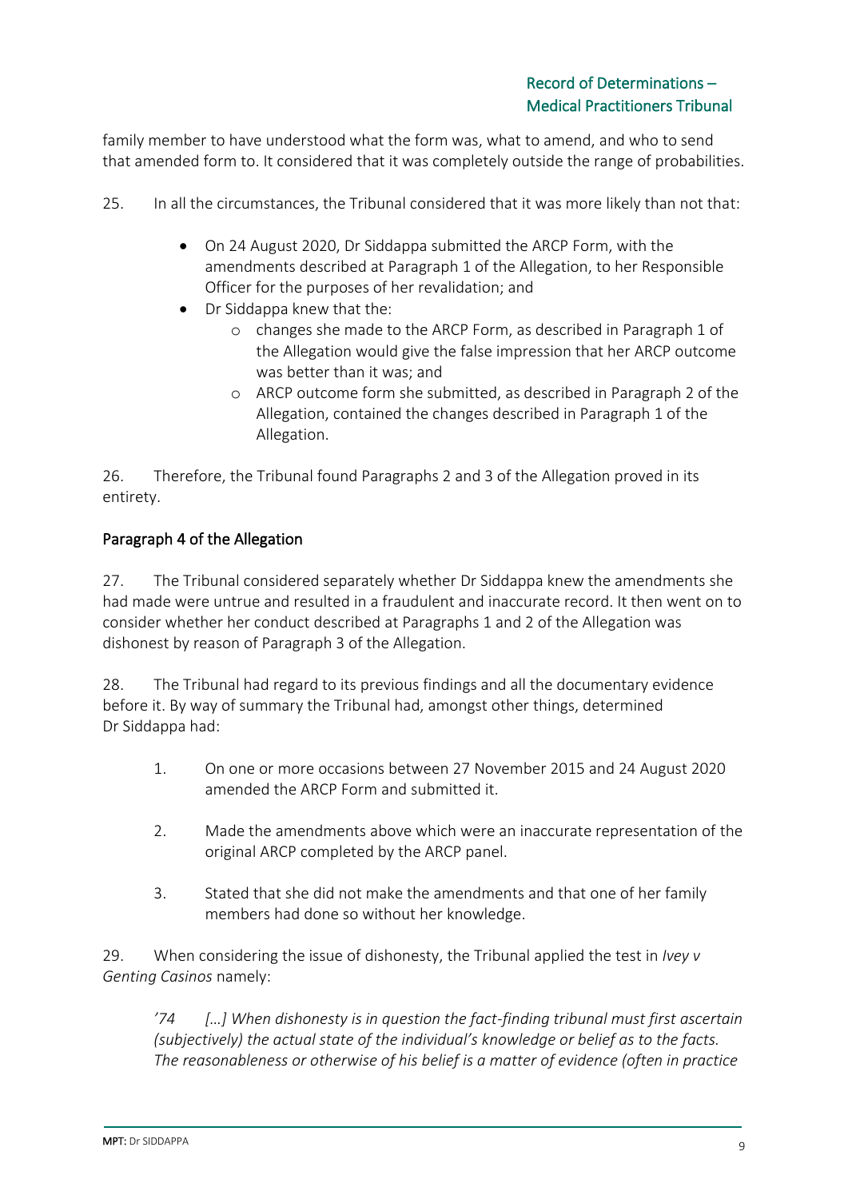family member to have understood what the form was, what to amend, and who to send that amended form to. It considered that it was completely outside the range of probabilities.

25. In all the circumstances, the Tribunal considered that it was more likely than not that:

- On 24 August 2020, Dr Siddappa submitted the ARCP Form, with the amendments described at Paragraph 1 of the Allegation, to her Responsible Officer for the purposes of her revalidation; and
- Dr Siddappa knew that the:
    - changes she made to the ARCP Form, as described in Paragraph 1 of the Allegation would give the false impression that her ARCP outcome was better than it was; and
    - ARCP outcome form she submitted, as described in Paragraph 2 of the Allegation, contained the changes described in Paragraph 1 of the Allegation.

26. Therefore, the Tribunal found Paragraphs 2 and 3 of the Allegation proved in its entirety.

## Paragraph 4 of the Allegation

27. The Tribunal considered separately whether Dr Siddappa knew the amendments she had made were untrue and resulted in a fraudulent and inaccurate record. It then went on to consider whether her conduct described at Paragraphs 1 and 2 of the Allegation was dishonest by reason of Paragraph 3 of the Allegation.

28. The Tribunal had regard to its previous findings and all the documentary evidence before it. By way of summary the Tribunal had, amongst other things, determined Dr Siddappa had:

1. On one or more occasions between 27 November 2015 and 24 August 2020 amended the ARCP Form and submitted it.
2. Made the amendments above which were an inaccurate representation of the original ARCP completed by the ARCP panel.
3. Stated that she did not make the amendments and that one of her family members had done so without her knowledge.

29. When considering the issue of dishonesty, the Tribunal applied the test in *Ivey v Genting Casinos* namely:

> *'74 […] When dishonesty is in question the fact-finding tribunal must first ascertain (subjectively) the actual state of the individual's knowledge or belief as to the facts. The reasonableness or otherwise of his belief is a matter of evidence (often in practice*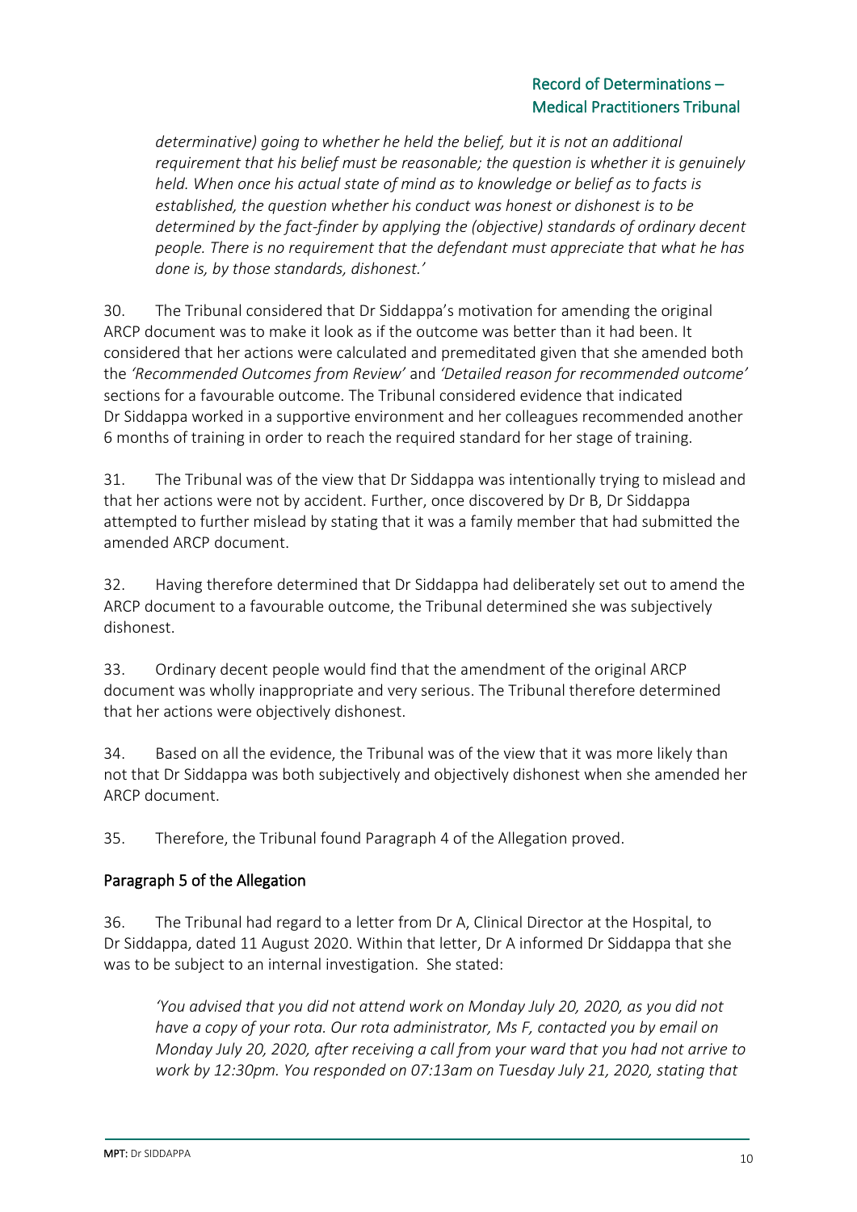*determinative) going to whether he held the belief, but it is not an additional requirement that his belief must be reasonable; the question is whether it is genuinely held. When once his actual state of mind as to knowledge or belief as to facts is established, the question whether his conduct was honest or dishonest is to be determined by the fact-finder by applying the (objective) standards of ordinary decent people. There is no requirement that the defendant must appreciate that what he has done is, by those standards, dishonest.'*

30. The Tribunal considered that Dr Siddappa's motivation for amending the original ARCP document was to make it look as if the outcome was better than it had been. It considered that her actions were calculated and premeditated given that she amended both the *'Recommended Outcomes from Review'* and *'Detailed reason for recommended outcome'* sections for a favourable outcome. The Tribunal considered evidence that indicated Dr Siddappa worked in a supportive environment and her colleagues recommended another 6 months of training in order to reach the required standard for her stage of training.

31. The Tribunal was of the view that Dr Siddappa was intentionally trying to mislead and that her actions were not by accident. Further, once discovered by Dr B, Dr Siddappa attempted to further mislead by stating that it was a family member that had submitted the amended ARCP document.

32. Having therefore determined that Dr Siddappa had deliberately set out to amend the ARCP document to a favourable outcome, the Tribunal determined she was subjectively dishonest.

33. Ordinary decent people would find that the amendment of the original ARCP document was wholly inappropriate and very serious. The Tribunal therefore determined that her actions were objectively dishonest.

34. Based on all the evidence, the Tribunal was of the view that it was more likely than not that Dr Siddappa was both subjectively and objectively dishonest when she amended her ARCP document.

35. Therefore, the Tribunal found Paragraph 4 of the Allegation proved.

## Paragraph 5 of the Allegation

36. The Tribunal had regard to a letter from Dr A, Clinical Director at the Hospital, to Dr Siddappa, dated 11 August 2020. Within that letter, Dr A informed Dr Siddappa that she was to be subject to an internal investigation. She stated:

> *'You advised that you did not attend work on Monday July 20, 2020, as you did not have a copy of your rota. Our rota administrator, Ms F, contacted you by email on Monday July 20, 2020, after receiving a call from your ward that you had not arrive to work by 12:30pm. You responded on 07:13am on Tuesday July 21, 2020, stating that*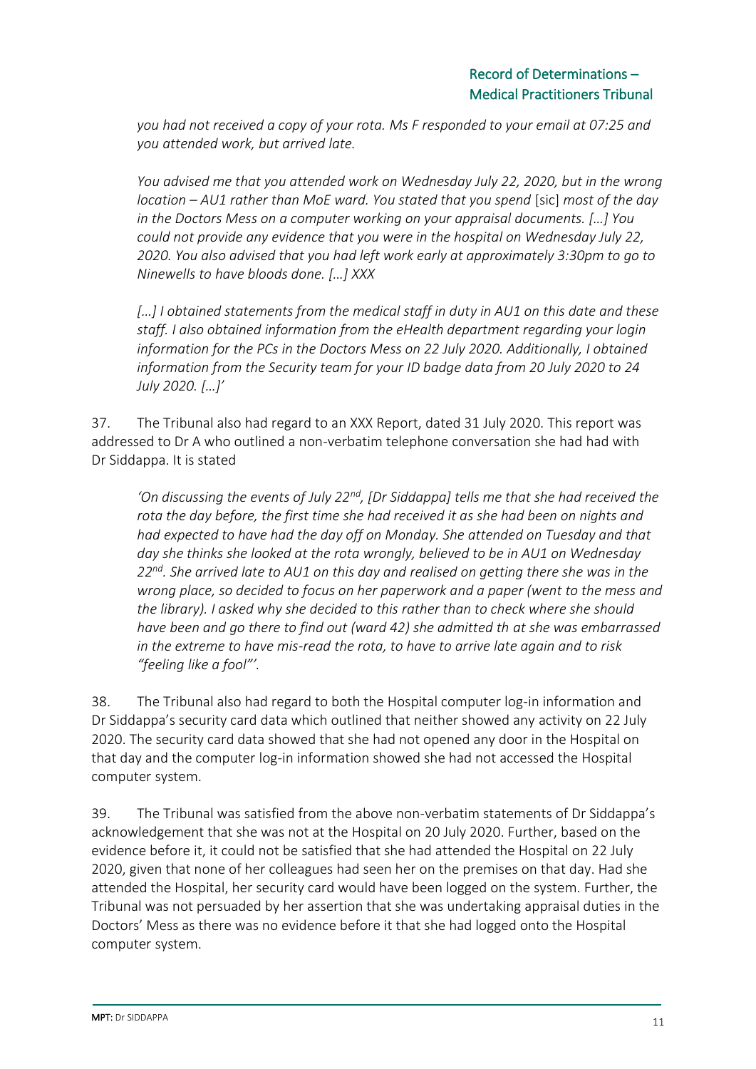*you had not received a copy of your rota. Ms F responded to your email at 07:25 and you attended work, but arrived late.*

*You advised me that you attended work on Wednesday July 22, 2020, but in the wrong location – AU1 rather than MoE ward. You stated that you spend* [sic] *most of the day in the Doctors Mess on a computer working on your appraisal documents. […] You could not provide any evidence that you were in the hospital on Wednesday July 22, 2020. You also advised that you had left work early at approximately 3:30pm to go to Ninewells to have bloods done. […] XXX*

*[…] I obtained statements from the medical staff in duty in AU1 on this date and these staff. I also obtained information from the eHealth department regarding your login information for the PCs in the Doctors Mess on 22 July 2020. Additionally, I obtained information from the Security team for your ID badge data from 20 July 2020 to 24 July 2020. […]'*

37. The Tribunal also had regard to an XXX Report, dated 31 July 2020. This report was addressed to Dr A who outlined a non-verbatim telephone conversation she had had with Dr Siddappa. It is stated

*'On discussing the events of July 22nd, [Dr Siddappa] tells me that she had received the rota the day before, the first time she had received it as she had been on nights and had expected to have had the day off on Monday. She attended on Tuesday and that day she thinks she looked at the rota wrongly, believed to be in AU1 on Wednesday 22nd. She arrived late to AU1 on this day and realised on getting there she was in the wrong place, so decided to focus on her paperwork and a paper (went to the mess and the library). I asked why she decided to this rather than to check where she should have been and go there to find out (ward 42) she admitted th at she was embarrassed in the extreme to have mis-read the rota, to have to arrive late again and to risk "feeling like a fool"'.*

38. The Tribunal also had regard to both the Hospital computer log-in information and Dr Siddappa's security card data which outlined that neither showed any activity on 22 July 2020. The security card data showed that she had not opened any door in the Hospital on that day and the computer log-in information showed she had not accessed the Hospital computer system.

39. The Tribunal was satisfied from the above non-verbatim statements of Dr Siddappa's acknowledgement that she was not at the Hospital on 20 July 2020. Further, based on the evidence before it, it could not be satisfied that she had attended the Hospital on 22 July 2020, given that none of her colleagues had seen her on the premises on that day. Had she attended the Hospital, her security card would have been logged on the system. Further, the Tribunal was not persuaded by her assertion that she was undertaking appraisal duties in the Doctors' Mess as there was no evidence before it that she had logged onto the Hospital computer system.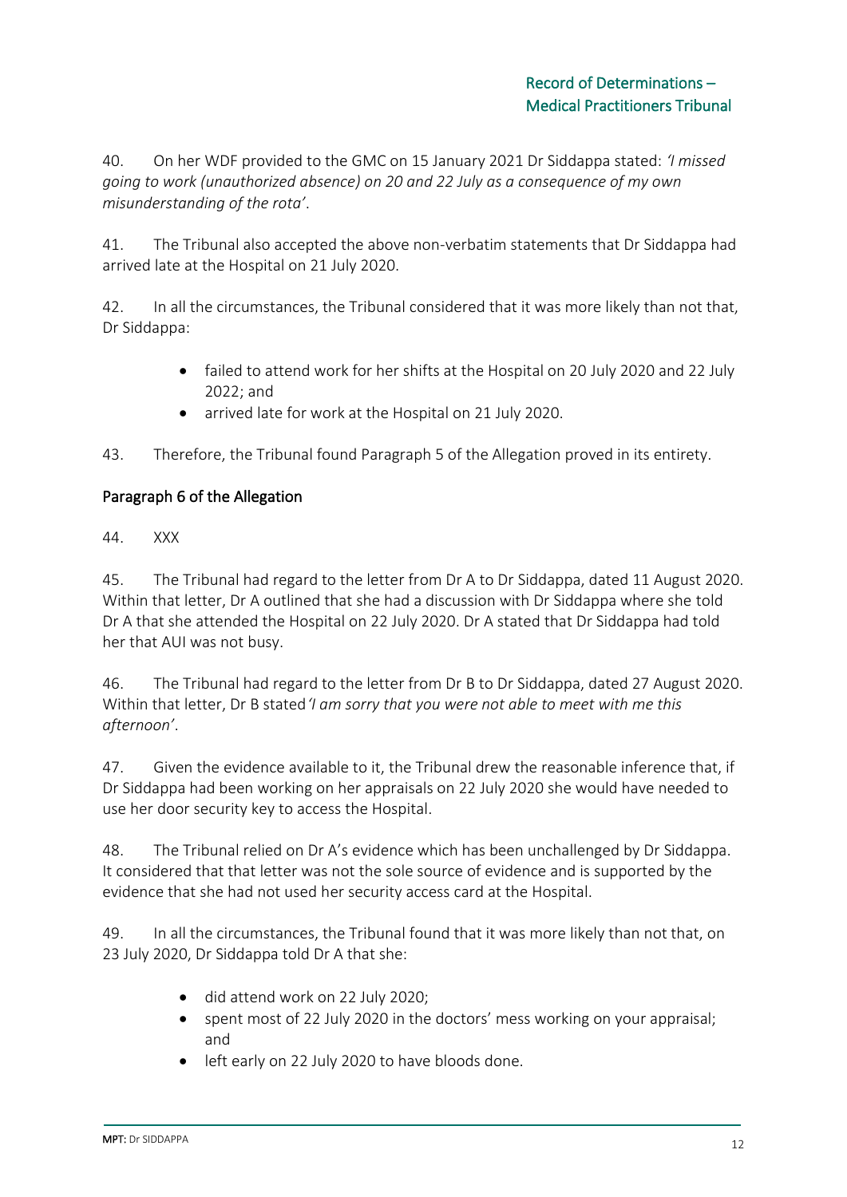40. On her WDF provided to the GMC on 15 January 2021 Dr Siddappa stated: *'I missed going to work (unauthorized absence) on 20 and 22 July as a consequence of my own misunderstanding of the rota'*.

41. The Tribunal also accepted the above non-verbatim statements that Dr Siddappa had arrived late at the Hospital on 21 July 2020.

42. In all the circumstances, the Tribunal considered that it was more likely than not that, Dr Siddappa:

- failed to attend work for her shifts at the Hospital on 20 July 2020 and 22 July 2022; and
- arrived late for work at the Hospital on 21 July 2020.

43. Therefore, the Tribunal found Paragraph 5 of the Allegation proved in its entirety.

## Paragraph 6 of the Allegation

44. XXX

45. The Tribunal had regard to the letter from Dr A to Dr Siddappa, dated 11 August 2020. Within that letter, Dr A outlined that she had a discussion with Dr Siddappa where she told Dr A that she attended the Hospital on 22 July 2020. Dr A stated that Dr Siddappa had told her that AUI was not busy.

46. The Tribunal had regard to the letter from Dr B to Dr Siddappa, dated 27 August 2020. Within that letter, Dr B stated *'I am sorry that you were not able to meet with me this afternoon'*.

47. Given the evidence available to it, the Tribunal drew the reasonable inference that, if Dr Siddappa had been working on her appraisals on 22 July 2020 she would have needed to use her door security key to access the Hospital.

48. The Tribunal relied on Dr A's evidence which has been unchallenged by Dr Siddappa. It considered that that letter was not the sole source of evidence and is supported by the evidence that she had not used her security access card at the Hospital.

49. In all the circumstances, the Tribunal found that it was more likely than not that, on 23 July 2020, Dr Siddappa told Dr A that she:

- did attend work on 22 July 2020;
- spent most of 22 July 2020 in the doctors' mess working on your appraisal; and
- left early on 22 July 2020 to have bloods done.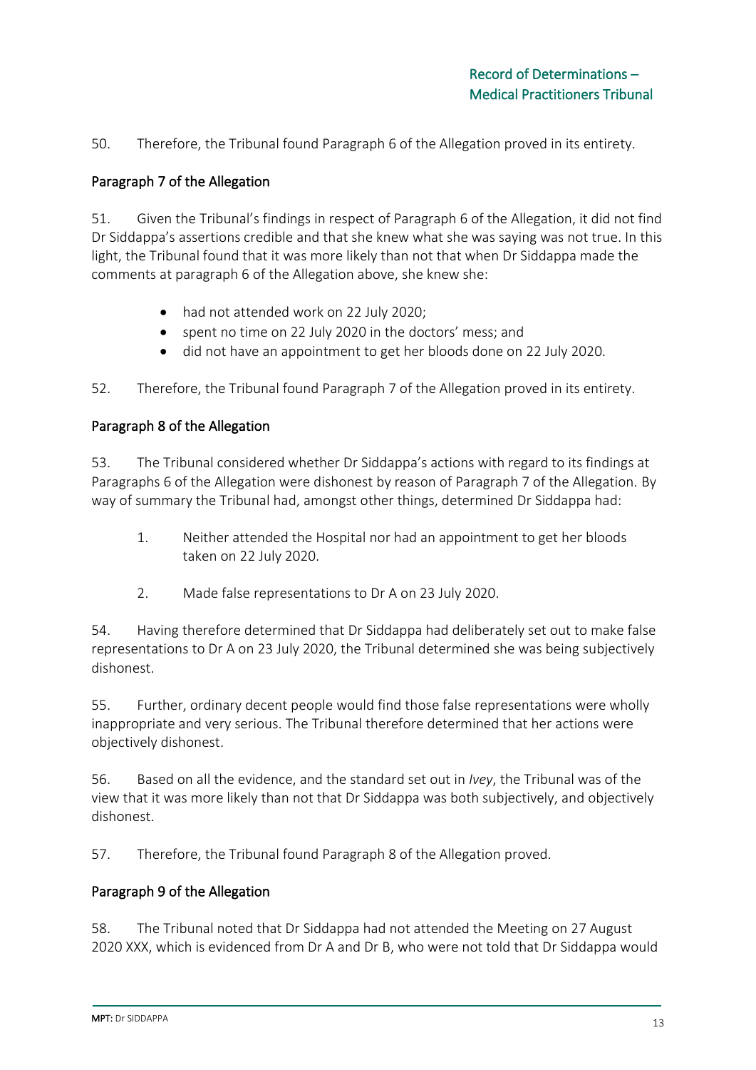50. Therefore, the Tribunal found Paragraph 6 of the Allegation proved in its entirety.

## Paragraph 7 of the Allegation

51. Given the Tribunal's findings in respect of Paragraph 6 of the Allegation, it did not find Dr Siddappa's assertions credible and that she knew what she was saying was not true. In this light, the Tribunal found that it was more likely than not that when Dr Siddappa made the comments at paragraph 6 of the Allegation above, she knew she:

- had not attended work on 22 July 2020;
- spent no time on 22 July 2020 in the doctors' mess; and
- did not have an appointment to get her bloods done on 22 July 2020.

52. Therefore, the Tribunal found Paragraph 7 of the Allegation proved in its entirety.

## Paragraph 8 of the Allegation

53. The Tribunal considered whether Dr Siddappa's actions with regard to its findings at Paragraphs 6 of the Allegation were dishonest by reason of Paragraph 7 of the Allegation. By way of summary the Tribunal had, amongst other things, determined Dr Siddappa had:

1. Neither attended the Hospital nor had an appointment to get her bloods taken on 22 July 2020.

2. Made false representations to Dr A on 23 July 2020.

54. Having therefore determined that Dr Siddappa had deliberately set out to make false representations to Dr A on 23 July 2020, the Tribunal determined she was being subjectively dishonest.

55. Further, ordinary decent people would find those false representations were wholly inappropriate and very serious. The Tribunal therefore determined that her actions were objectively dishonest.

56. Based on all the evidence, and the standard set out in *Ivey*, the Tribunal was of the view that it was more likely than not that Dr Siddappa was both subjectively, and objectively dishonest.

57. Therefore, the Tribunal found Paragraph 8 of the Allegation proved.

## Paragraph 9 of the Allegation

58. The Tribunal noted that Dr Siddappa had not attended the Meeting on 27 August 2020 XXX, which is evidenced from Dr A and Dr B, who were not told that Dr Siddappa would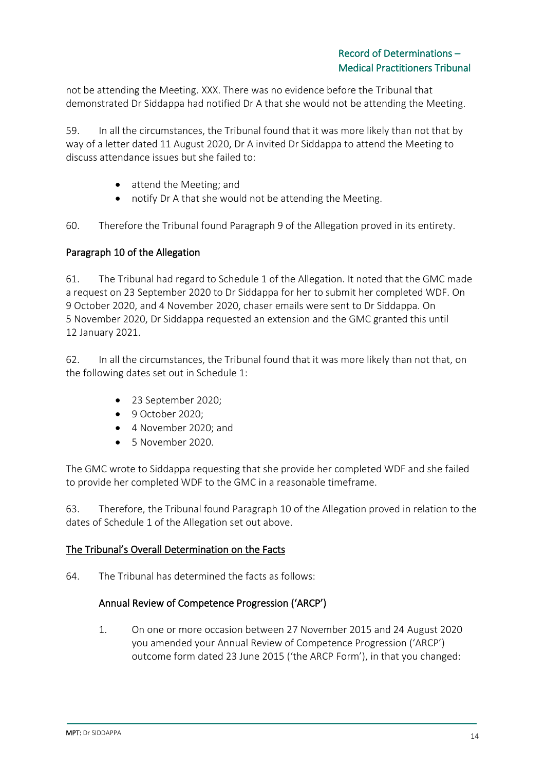not be attending the Meeting. XXX. There was no evidence before the Tribunal that demonstrated Dr Siddappa had notified Dr A that she would not be attending the Meeting.

59. In all the circumstances, the Tribunal found that it was more likely than not that by way of a letter dated 11 August 2020, Dr A invited Dr Siddappa to attend the Meeting to discuss attendance issues but she failed to:

- attend the Meeting; and
- notify Dr A that she would not be attending the Meeting.

60. Therefore the Tribunal found Paragraph 9 of the Allegation proved in its entirety.

### Paragraph 10 of the Allegation

61. The Tribunal had regard to Schedule 1 of the Allegation. It noted that the GMC made a request on 23 September 2020 to Dr Siddappa for her to submit her completed WDF. On 9 October 2020, and 4 November 2020, chaser emails were sent to Dr Siddappa. On 5 November 2020, Dr Siddappa requested an extension and the GMC granted this until 12 January 2021.

62. In all the circumstances, the Tribunal found that it was more likely than not that, on the following dates set out in Schedule 1:

- 23 September 2020;
- 9 October 2020;
- 4 November 2020; and
- 5 November 2020.

The GMC wrote to Siddappa requesting that she provide her completed WDF and she failed to provide her completed WDF to the GMC in a reasonable timeframe.

63. Therefore, the Tribunal found Paragraph 10 of the Allegation proved in relation to the dates of Schedule 1 of the Allegation set out above.

## The Tribunal's Overall Determination on the Facts

64. The Tribunal has determined the facts as follows:

### Annual Review of Competence Progression ('ARCP')

1. On one or more occasion between 27 November 2015 and 24 August 2020 you amended your Annual Review of Competence Progression ('ARCP') outcome form dated 23 June 2015 ('the ARCP Form'), in that you changed: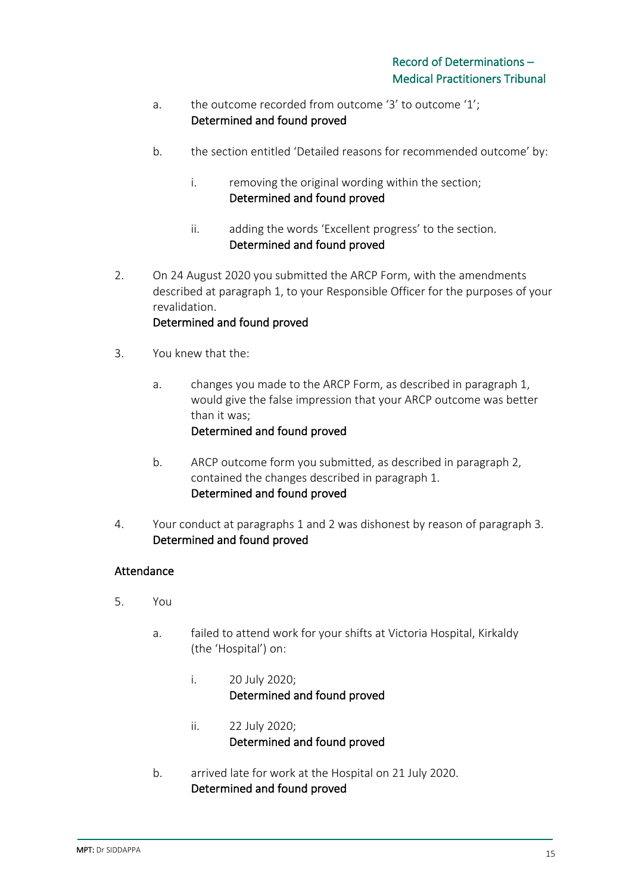a. the outcome recorded from outcome '3' to outcome '1';
   **Determined and found proved**

b. the section entitled 'Detailed reasons for recommended outcome' by:

   i. removing the original wording within the section;
      **Determined and found proved**

   ii. adding the words 'Excellent progress' to the section.
      **Determined and found proved**

2. On 24 August 2020 you submitted the ARCP Form, with the amendments described at paragraph 1, to your Responsible Officer for the purposes of your revalidation.
   **Determined and found proved**

3. You knew that the:

   a. changes you made to the ARCP Form, as described in paragraph 1, would give the false impression that your ARCP outcome was better than it was;
      **Determined and found proved**

   b. ARCP outcome form you submitted, as described in paragraph 2, contained the changes described in paragraph 1.
      **Determined and found proved**

4. Your conduct at paragraphs 1 and 2 was dishonest by reason of paragraph 3.
   **Determined and found proved**

**Attendance**

5. You

   a. failed to attend work for your shifts at Victoria Hospital, Kirkaldy (the 'Hospital') on:

      i. 20 July 2020;
         **Determined and found proved**

      ii. 22 July 2020;
         **Determined and found proved**

   b. arrived late for work at the Hospital on 21 July 2020.
      **Determined and found proved**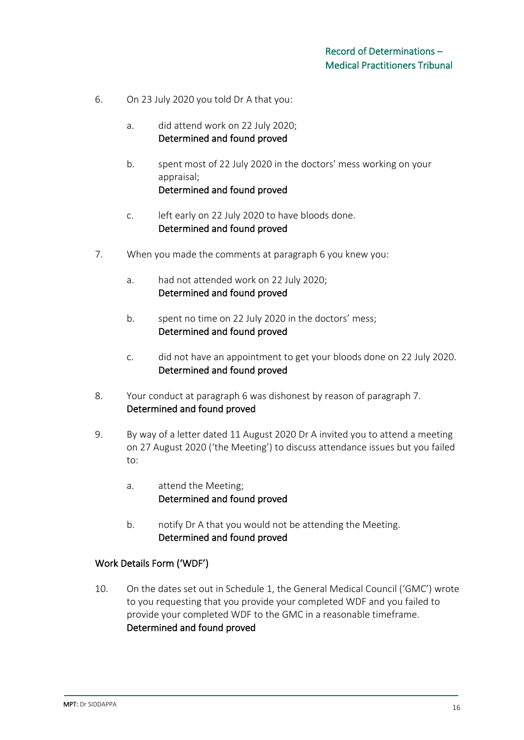6. On 23 July 2020 you told Dr A that you:

   a. did attend work on 22 July 2020;
   **Determined and found proved**

   b. spent most of 22 July 2020 in the doctors' mess working on your appraisal;
   **Determined and found proved**

   c. left early on 22 July 2020 to have bloods done.
   **Determined and found proved**

7. When you made the comments at paragraph 6 you knew you:

   a. had not attended work on 22 July 2020;
   **Determined and found proved**

   b. spent no time on 22 July 2020 in the doctors' mess;
   **Determined and found proved**

   c. did not have an appointment to get your bloods done on 22 July 2020.
   **Determined and found proved**

8. Your conduct at paragraph 6 was dishonest by reason of paragraph 7.
   **Determined and found proved**

9. By way of a letter dated 11 August 2020 Dr A invited you to attend a meeting on 27 August 2020 ('the Meeting') to discuss attendance issues but you failed to:

   a. attend the Meeting;
   **Determined and found proved**

   b. notify Dr A that you would not be attending the Meeting.
   **Determined and found proved**

## Work Details Form ('WDF')

10. On the dates set out in Schedule 1, the General Medical Council ('GMC') wrote to you requesting that you provide your completed WDF and you failed to provide your completed WDF to the GMC in a reasonable timeframe.
    **Determined and found proved**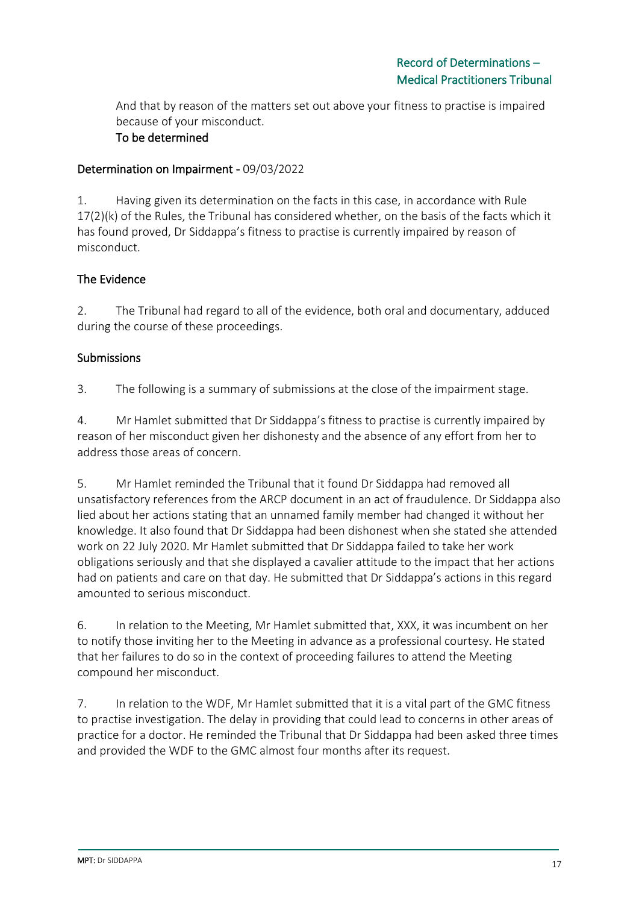And that by reason of the matters set out above your fitness to practise is impaired because of your misconduct.
**To be determined**

## Determination on Impairment - 09/03/2022

1. Having given its determination on the facts in this case, in accordance with Rule 17(2)(k) of the Rules, the Tribunal has considered whether, on the basis of the facts which it has found proved, Dr Siddappa's fitness to practise is currently impaired by reason of misconduct.

### The Evidence

2. The Tribunal had regard to all of the evidence, both oral and documentary, adduced during the course of these proceedings.

### Submissions

3. The following is a summary of submissions at the close of the impairment stage.

4. Mr Hamlet submitted that Dr Siddappa's fitness to practise is currently impaired by reason of her misconduct given her dishonesty and the absence of any effort from her to address those areas of concern.

5. Mr Hamlet reminded the Tribunal that it found Dr Siddappa had removed all unsatisfactory references from the ARCP document in an act of fraudulence. Dr Siddappa also lied about her actions stating that an unnamed family member had changed it without her knowledge. It also found that Dr Siddappa had been dishonest when she stated she attended work on 22 July 2020. Mr Hamlet submitted that Dr Siddappa failed to take her work obligations seriously and that she displayed a cavalier attitude to the impact that her actions had on patients and care on that day. He submitted that Dr Siddappa's actions in this regard amounted to serious misconduct.

6. In relation to the Meeting, Mr Hamlet submitted that, XXX, it was incumbent on her to notify those inviting her to the Meeting in advance as a professional courtesy. He stated that her failures to do so in the context of proceeding failures to attend the Meeting compound her misconduct.

7. In relation to the WDF, Mr Hamlet submitted that it is a vital part of the GMC fitness to practise investigation. The delay in providing that could lead to concerns in other areas of practice for a doctor. He reminded the Tribunal that Dr Siddappa had been asked three times and provided the WDF to the GMC almost four months after its request.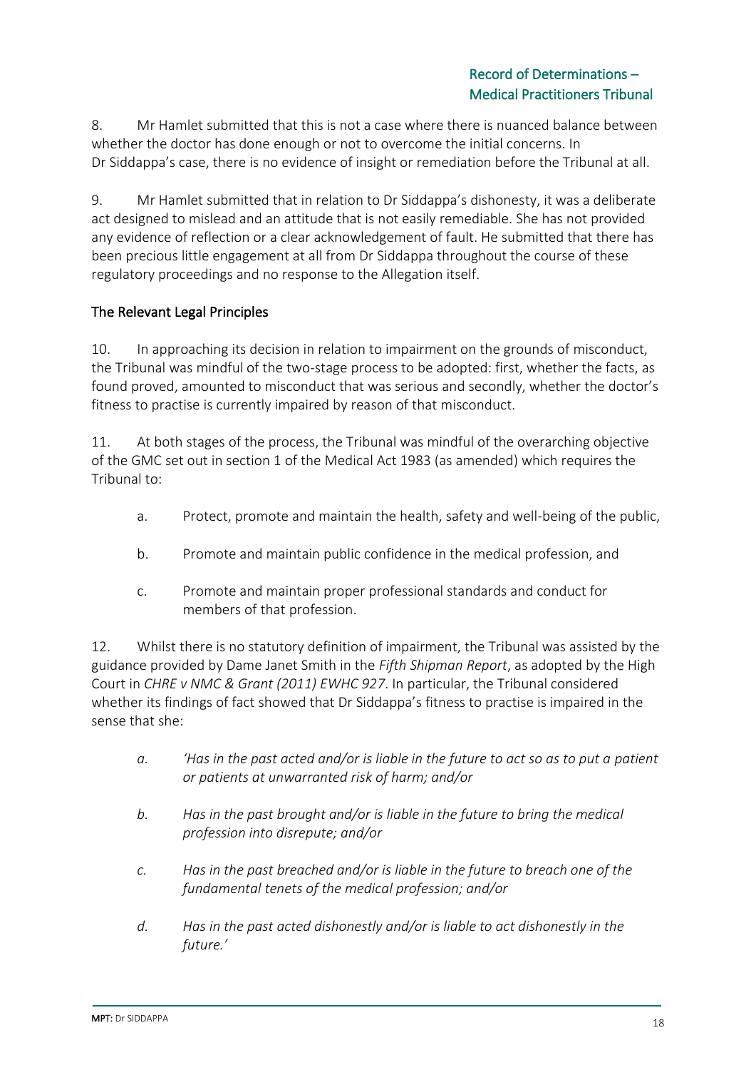8. Mr Hamlet submitted that this is not a case where there is nuanced balance between whether the doctor has done enough or not to overcome the initial concerns. In Dr Siddappa's case, there is no evidence of insight or remediation before the Tribunal at all.

9. Mr Hamlet submitted that in relation to Dr Siddappa's dishonesty, it was a deliberate act designed to mislead and an attitude that is not easily remediable. She has not provided any evidence of reflection or a clear acknowledgement of fault. He submitted that there has been precious little engagement at all from Dr Siddappa throughout the course of these regulatory proceedings and no response to the Allegation itself.

## The Relevant Legal Principles

10. In approaching its decision in relation to impairment on the grounds of misconduct, the Tribunal was mindful of the two-stage process to be adopted: first, whether the facts, as found proved, amounted to misconduct that was serious and secondly, whether the doctor's fitness to practise is currently impaired by reason of that misconduct.

11. At both stages of the process, the Tribunal was mindful of the overarching objective of the GMC set out in section 1 of the Medical Act 1983 (as amended) which requires the Tribunal to:

- a. Protect, promote and maintain the health, safety and well-being of the public,
- b. Promote and maintain public confidence in the medical profession, and
- c. Promote and maintain proper professional standards and conduct for members of that profession.

12. Whilst there is no statutory definition of impairment, the Tribunal was assisted by the guidance provided by Dame Janet Smith in the *Fifth Shipman Report*, as adopted by the High Court in *CHRE v NMC & Grant (2011) EWHC 927*. In particular, the Tribunal considered whether its findings of fact showed that Dr Siddappa's fitness to practise is impaired in the sense that she:

- *a. 'Has in the past acted and/or is liable in the future to act so as to put a patient or patients at unwarranted risk of harm; and/or*
- *b. Has in the past brought and/or is liable in the future to bring the medical profession into disrepute; and/or*
- *c. Has in the past breached and/or is liable in the future to breach one of the fundamental tenets of the medical profession; and/or*
- *d. Has in the past acted dishonestly and/or is liable to act dishonestly in the future.'*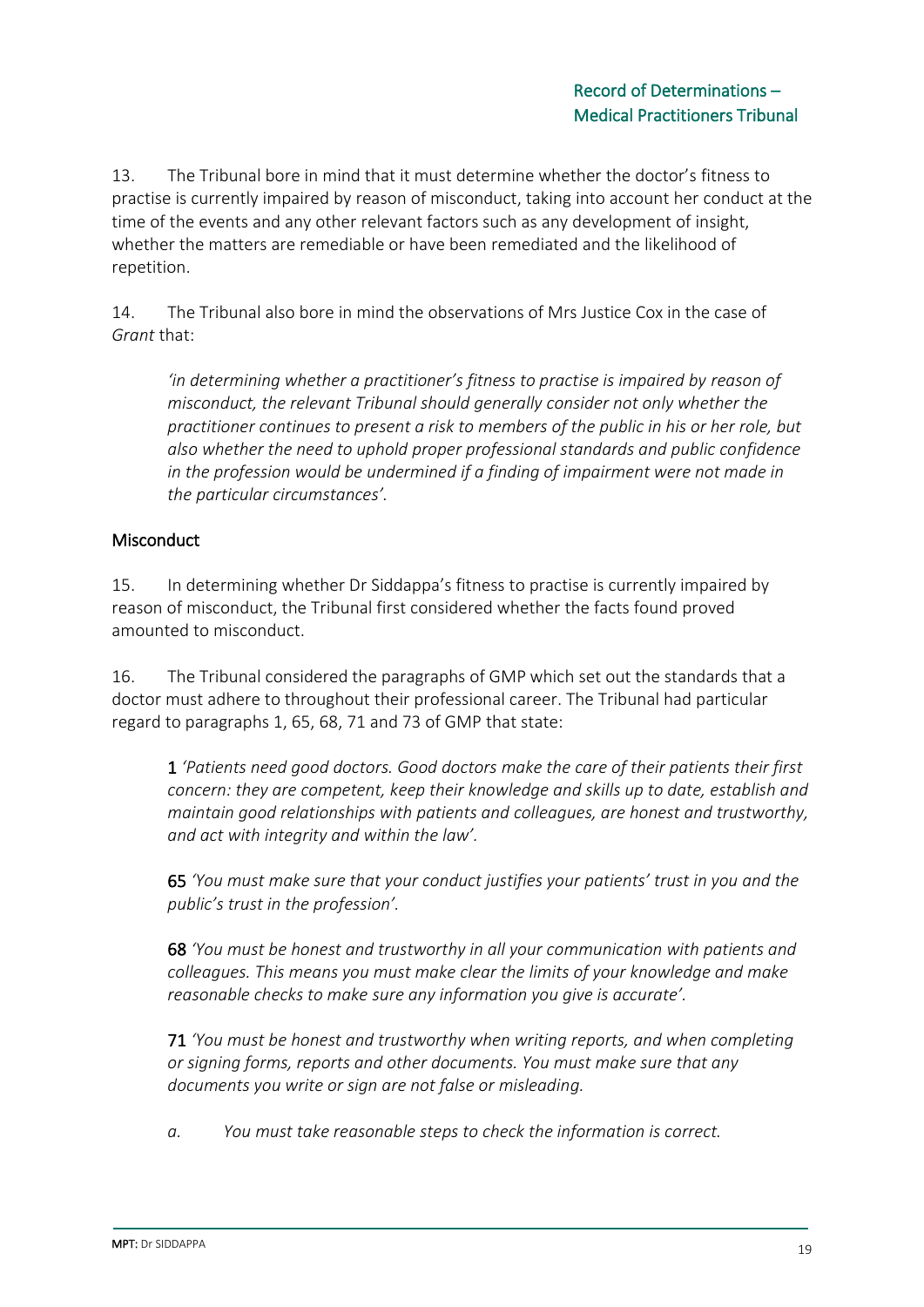13. The Tribunal bore in mind that it must determine whether the doctor's fitness to practise is currently impaired by reason of misconduct, taking into account her conduct at the time of the events and any other relevant factors such as any development of insight, whether the matters are remediable or have been remediated and the likelihood of repetition.

14. The Tribunal also bore in mind the observations of Mrs Justice Cox in the case of *Grant* that:

> *'in determining whether a practitioner's fitness to practise is impaired by reason of misconduct, the relevant Tribunal should generally consider not only whether the practitioner continues to present a risk to members of the public in his or her role, but also whether the need to uphold proper professional standards and public confidence in the profession would be undermined if a finding of impairment were not made in the particular circumstances'.*

## Misconduct

15. In determining whether Dr Siddappa's fitness to practise is currently impaired by reason of misconduct, the Tribunal first considered whether the facts found proved amounted to misconduct.

16. The Tribunal considered the paragraphs of GMP which set out the standards that a doctor must adhere to throughout their professional career. The Tribunal had particular regard to paragraphs 1, 65, 68, 71 and 73 of GMP that state:

> **1** *'Patients need good doctors. Good doctors make the care of their patients their first concern: they are competent, keep their knowledge and skills up to date, establish and maintain good relationships with patients and colleagues, are honest and trustworthy, and act with integrity and within the law'.*
>
> **65** *'You must make sure that your conduct justifies your patients' trust in you and the public's trust in the profession'.*
>
> **68** *'You must be honest and trustworthy in all your communication with patients and colleagues. This means you must make clear the limits of your knowledge and make reasonable checks to make sure any information you give is accurate'.*
>
> **71** *'You must be honest and trustworthy when writing reports, and when completing or signing forms, reports and other documents. You must make sure that any documents you write or sign are not false or misleading.*
>
> *a. You must take reasonable steps to check the information is correct.*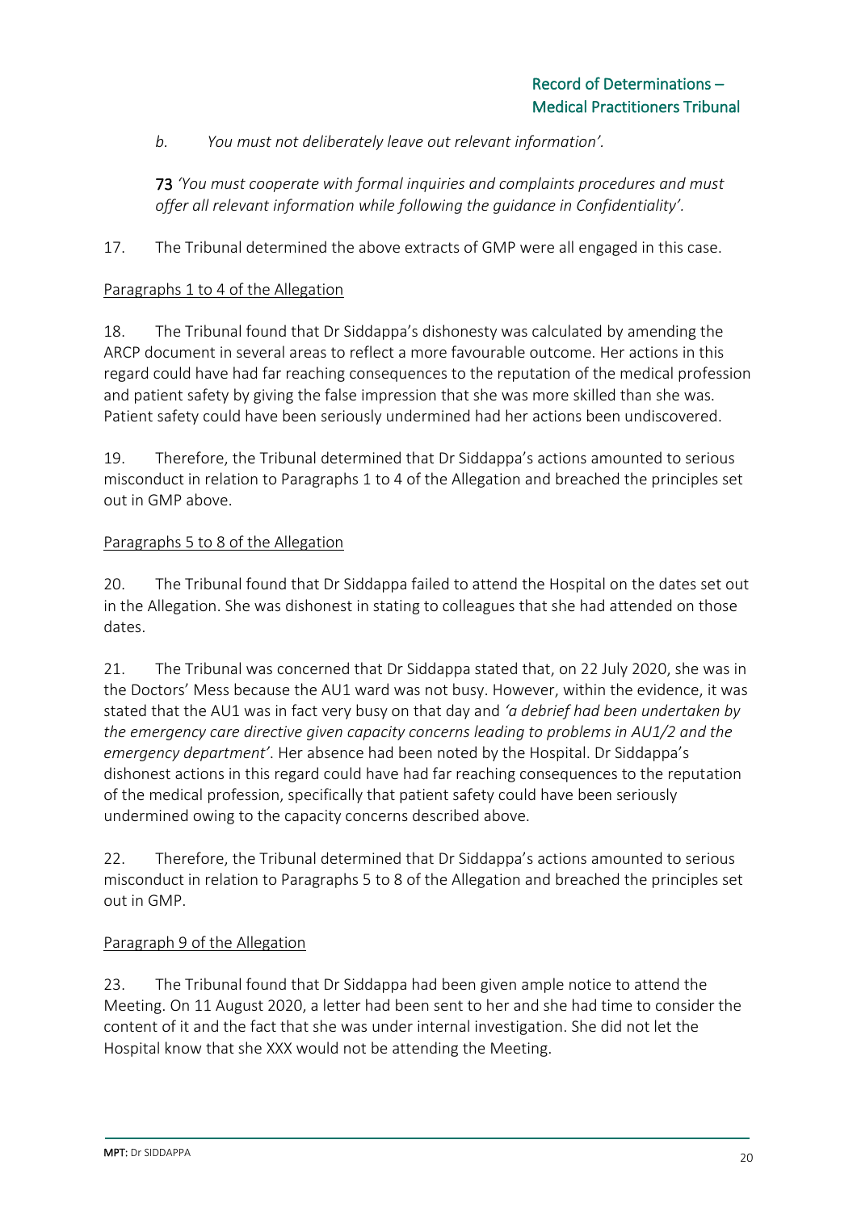b. *You must not deliberately leave out relevant information'.*

**73** *'You must cooperate with formal inquiries and complaints procedures and must offer all relevant information while following the guidance in Confidentiality'.*

17. The Tribunal determined the above extracts of GMP were all engaged in this case.

Paragraphs 1 to 4 of the Allegation

18. The Tribunal found that Dr Siddappa's dishonesty was calculated by amending the ARCP document in several areas to reflect a more favourable outcome. Her actions in this regard could have had far reaching consequences to the reputation of the medical profession and patient safety by giving the false impression that she was more skilled than she was. Patient safety could have been seriously undermined had her actions been undiscovered.

19. Therefore, the Tribunal determined that Dr Siddappa's actions amounted to serious misconduct in relation to Paragraphs 1 to 4 of the Allegation and breached the principles set out in GMP above.

Paragraphs 5 to 8 of the Allegation

20. The Tribunal found that Dr Siddappa failed to attend the Hospital on the dates set out in the Allegation. She was dishonest in stating to colleagues that she had attended on those dates.

21. The Tribunal was concerned that Dr Siddappa stated that, on 22 July 2020, she was in the Doctors' Mess because the AU1 ward was not busy. However, within the evidence, it was stated that the AU1 was in fact very busy on that day and *'a debrief had been undertaken by the emergency care directive given capacity concerns leading to problems in AU1/2 and the emergency department'*. Her absence had been noted by the Hospital. Dr Siddappa's dishonest actions in this regard could have had far reaching consequences to the reputation of the medical profession, specifically that patient safety could have been seriously undermined owing to the capacity concerns described above.

22. Therefore, the Tribunal determined that Dr Siddappa's actions amounted to serious misconduct in relation to Paragraphs 5 to 8 of the Allegation and breached the principles set out in GMP.

Paragraph 9 of the Allegation

23. The Tribunal found that Dr Siddappa had been given ample notice to attend the Meeting. On 11 August 2020, a letter had been sent to her and she had time to consider the content of it and the fact that she was under internal investigation. She did not let the Hospital know that she XXX would not be attending the Meeting.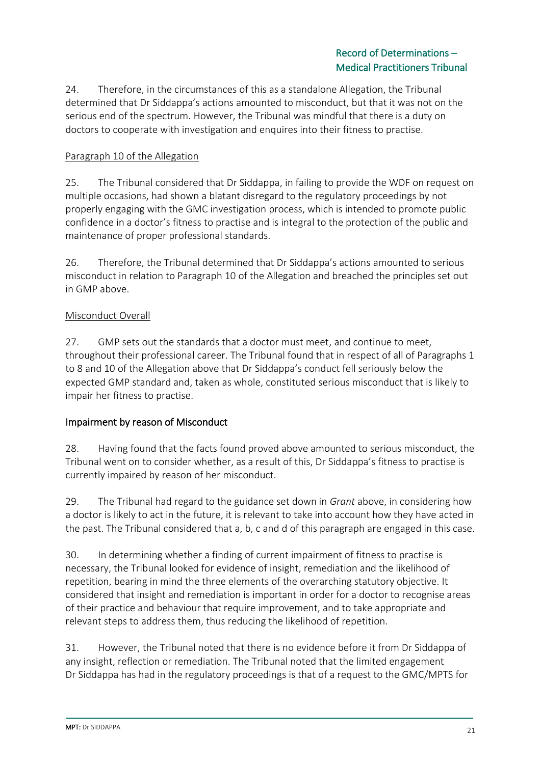24. Therefore, in the circumstances of this as a standalone Allegation, the Tribunal determined that Dr Siddappa's actions amounted to misconduct, but that it was not on the serious end of the spectrum. However, the Tribunal was mindful that there is a duty on doctors to cooperate with investigation and enquires into their fitness to practise.

Paragraph 10 of the Allegation

25. The Tribunal considered that Dr Siddappa, in failing to provide the WDF on request on multiple occasions, had shown a blatant disregard to the regulatory proceedings by not properly engaging with the GMC investigation process, which is intended to promote public confidence in a doctor's fitness to practise and is integral to the protection of the public and maintenance of proper professional standards.

26. Therefore, the Tribunal determined that Dr Siddappa's actions amounted to serious misconduct in relation to Paragraph 10 of the Allegation and breached the principles set out in GMP above.

Misconduct Overall

27. GMP sets out the standards that a doctor must meet, and continue to meet, throughout their professional career. The Tribunal found that in respect of all of Paragraphs 1 to 8 and 10 of the Allegation above that Dr Siddappa's conduct fell seriously below the expected GMP standard and, taken as whole, constituted serious misconduct that is likely to impair her fitness to practise.

## Impairment by reason of Misconduct

28. Having found that the facts found proved above amounted to serious misconduct, the Tribunal went on to consider whether, as a result of this, Dr Siddappa's fitness to practise is currently impaired by reason of her misconduct.

29. The Tribunal had regard to the guidance set down in *Grant* above, in considering how a doctor is likely to act in the future, it is relevant to take into account how they have acted in the past. The Tribunal considered that a, b, c and d of this paragraph are engaged in this case.

30. In determining whether a finding of current impairment of fitness to practise is necessary, the Tribunal looked for evidence of insight, remediation and the likelihood of repetition, bearing in mind the three elements of the overarching statutory objective. It considered that insight and remediation is important in order for a doctor to recognise areas of their practice and behaviour that require improvement, and to take appropriate and relevant steps to address them, thus reducing the likelihood of repetition.

31. However, the Tribunal noted that there is no evidence before it from Dr Siddappa of any insight, reflection or remediation. The Tribunal noted that the limited engagement Dr Siddappa has had in the regulatory proceedings is that of a request to the GMC/MPTS for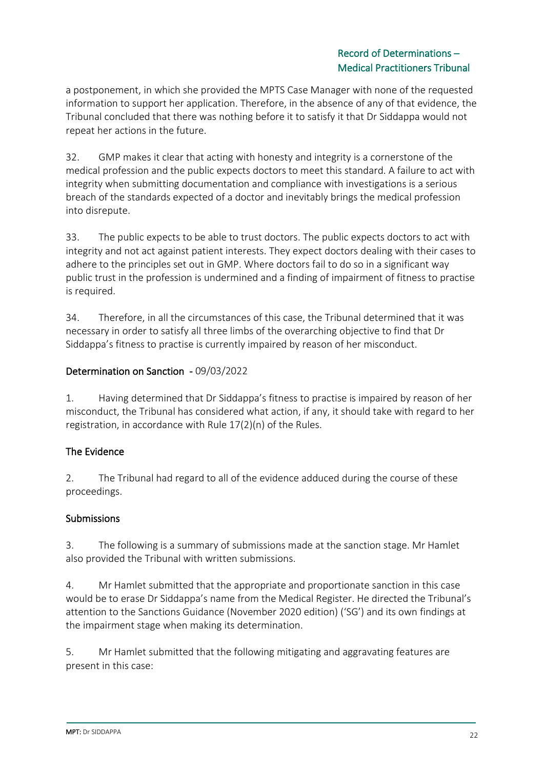a postponement, in which she provided the MPTS Case Manager with none of the requested information to support her application. Therefore, in the absence of any of that evidence, the Tribunal concluded that there was nothing before it to satisfy it that Dr Siddappa would not repeat her actions in the future.

32. GMP makes it clear that acting with honesty and integrity is a cornerstone of the medical profession and the public expects doctors to meet this standard. A failure to act with integrity when submitting documentation and compliance with investigations is a serious breach of the standards expected of a doctor and inevitably brings the medical profession into disrepute.

33. The public expects to be able to trust doctors. The public expects doctors to act with integrity and not act against patient interests. They expect doctors dealing with their cases to adhere to the principles set out in GMP. Where doctors fail to do so in a significant way public trust in the profession is undermined and a finding of impairment of fitness to practise is required.

34. Therefore, in all the circumstances of this case, the Tribunal determined that it was necessary in order to satisfy all three limbs of the overarching objective to find that Dr Siddappa's fitness to practise is currently impaired by reason of her misconduct.

## Determination on Sanction - 09/03/2022

1. Having determined that Dr Siddappa's fitness to practise is impaired by reason of her misconduct, the Tribunal has considered what action, if any, it should take with regard to her registration, in accordance with Rule 17(2)(n) of the Rules.

### The Evidence

2. The Tribunal had regard to all of the evidence adduced during the course of these proceedings.

### Submissions

3. The following is a summary of submissions made at the sanction stage. Mr Hamlet also provided the Tribunal with written submissions.

4. Mr Hamlet submitted that the appropriate and proportionate sanction in this case would be to erase Dr Siddappa's name from the Medical Register. He directed the Tribunal's attention to the Sanctions Guidance (November 2020 edition) ('SG') and its own findings at the impairment stage when making its determination.

5. Mr Hamlet submitted that the following mitigating and aggravating features are present in this case: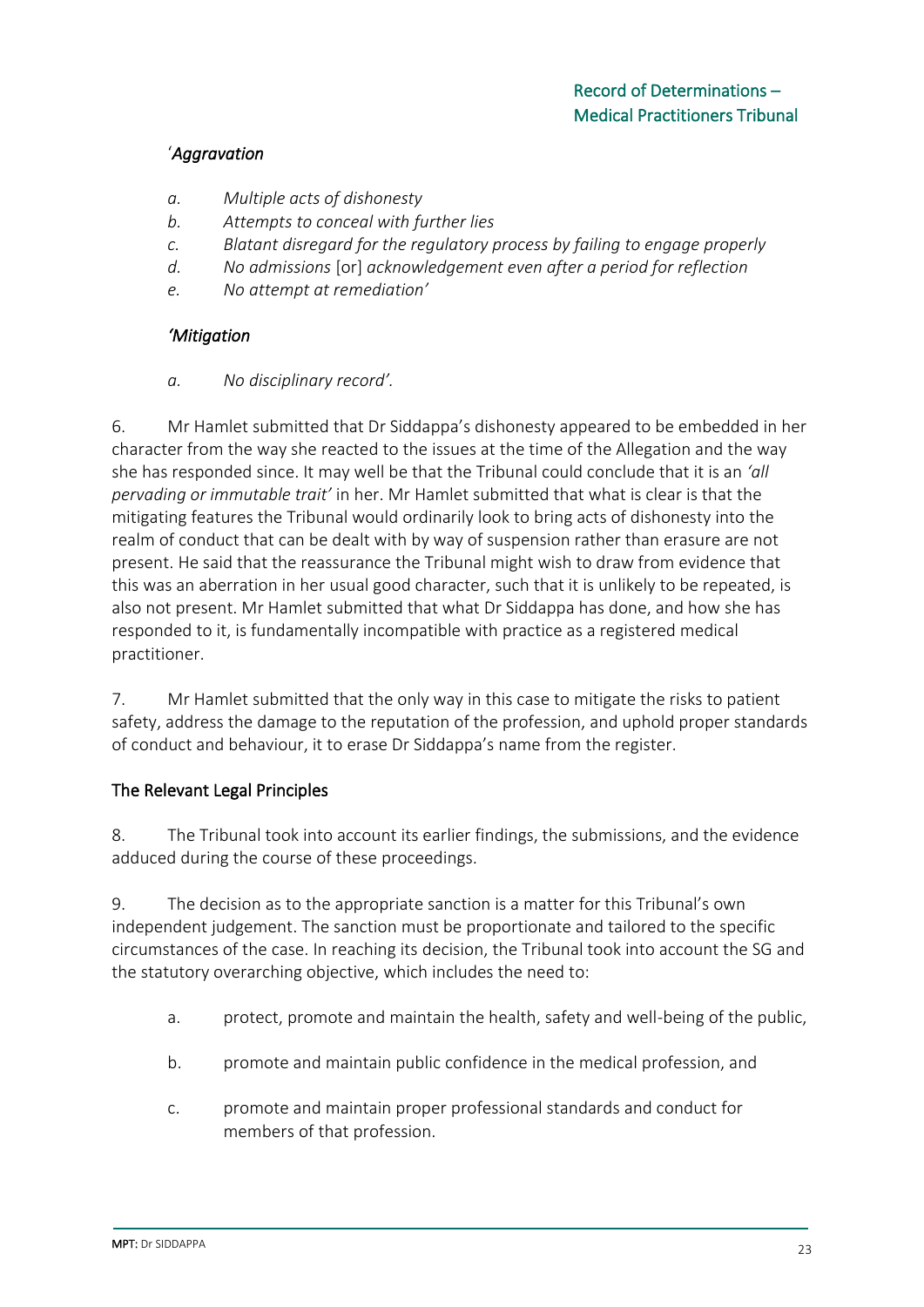'*Aggravation*

*a. Multiple acts of dishonesty*

*b. Attempts to conceal with further lies*

*c. Blatant disregard for the regulatory process by failing to engage properly*

*d. No admissions* [or] *acknowledgement even after a period for reflection*

*e. No attempt at remediation'*

*'Mitigation*

*a. No disciplinary record'.*

6. Mr Hamlet submitted that Dr Siddappa's dishonesty appeared to be embedded in her character from the way she reacted to the issues at the time of the Allegation and the way she has responded since. It may well be that the Tribunal could conclude that it is an *'all pervading or immutable trait'* in her. Mr Hamlet submitted that what is clear is that the mitigating features the Tribunal would ordinarily look to bring acts of dishonesty into the realm of conduct that can be dealt with by way of suspension rather than erasure are not present. He said that the reassurance the Tribunal might wish to draw from evidence that this was an aberration in her usual good character, such that it is unlikely to be repeated, is also not present. Mr Hamlet submitted that what Dr Siddappa has done, and how she has responded to it, is fundamentally incompatible with practice as a registered medical practitioner.

7. Mr Hamlet submitted that the only way in this case to mitigate the risks to patient safety, address the damage to the reputation of the profession, and uphold proper standards of conduct and behaviour, it to erase Dr Siddappa's name from the register.

## The Relevant Legal Principles

8. The Tribunal took into account its earlier findings, the submissions, and the evidence adduced during the course of these proceedings.

9. The decision as to the appropriate sanction is a matter for this Tribunal's own independent judgement. The sanction must be proportionate and tailored to the specific circumstances of the case. In reaching its decision, the Tribunal took into account the SG and the statutory overarching objective, which includes the need to:

a. protect, promote and maintain the health, safety and well-being of the public,

b. promote and maintain public confidence in the medical profession, and

c. promote and maintain proper professional standards and conduct for members of that profession.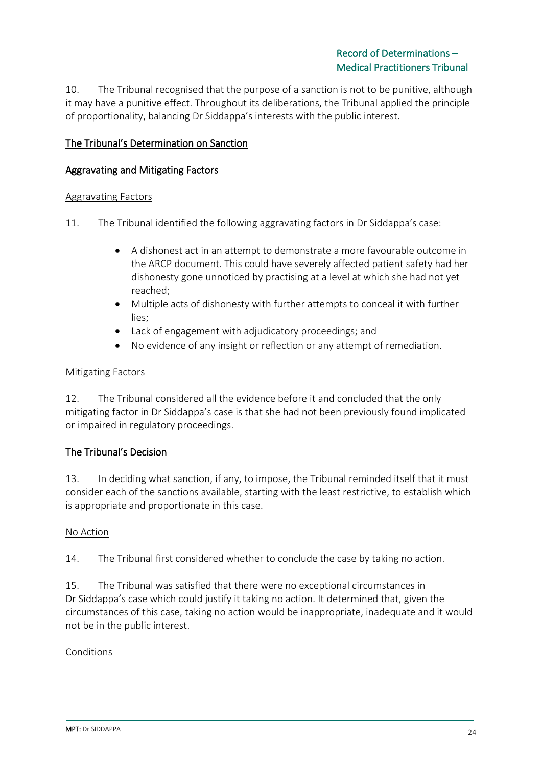10. The Tribunal recognised that the purpose of a sanction is not to be punitive, although it may have a punitive effect. Throughout its deliberations, the Tribunal applied the principle of proportionality, balancing Dr Siddappa's interests with the public interest.

## The Tribunal's Determination on Sanction

### Aggravating and Mitigating Factors

#### Aggravating Factors

11. The Tribunal identified the following aggravating factors in Dr Siddappa's case:

- A dishonest act in an attempt to demonstrate a more favourable outcome in the ARCP document. This could have severely affected patient safety had her dishonesty gone unnoticed by practising at a level at which she had not yet reached;
- Multiple acts of dishonesty with further attempts to conceal it with further lies;
- Lack of engagement with adjudicatory proceedings; and
- No evidence of any insight or reflection or any attempt of remediation.

#### Mitigating Factors

12. The Tribunal considered all the evidence before it and concluded that the only mitigating factor in Dr Siddappa's case is that she had not been previously found implicated or impaired in regulatory proceedings.

### The Tribunal's Decision

13. In deciding what sanction, if any, to impose, the Tribunal reminded itself that it must consider each of the sanctions available, starting with the least restrictive, to establish which is appropriate and proportionate in this case.

#### No Action

14. The Tribunal first considered whether to conclude the case by taking no action.

15. The Tribunal was satisfied that there were no exceptional circumstances in Dr Siddappa's case which could justify it taking no action. It determined that, given the circumstances of this case, taking no action would be inappropriate, inadequate and it would not be in the public interest.

#### Conditions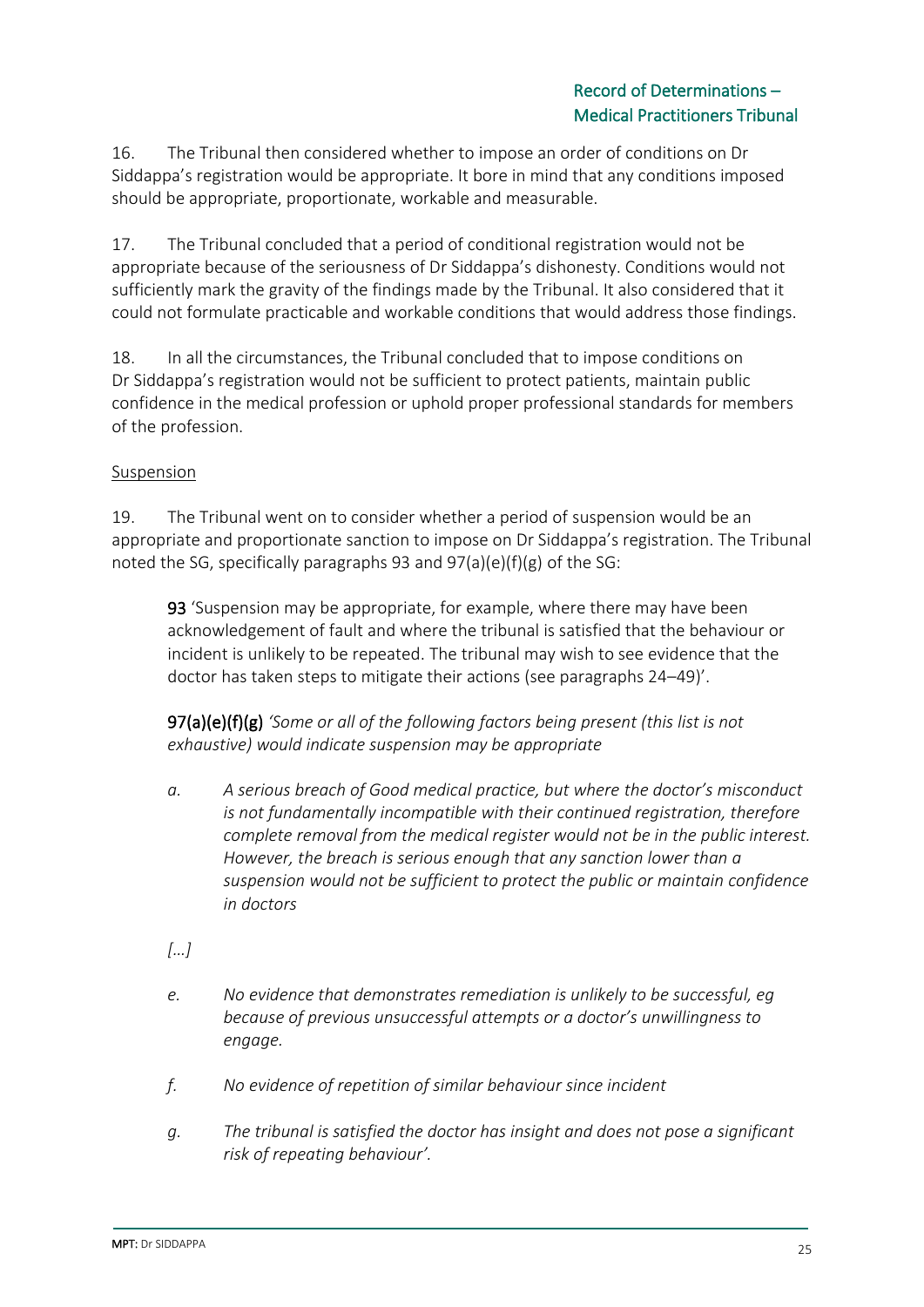16. The Tribunal then considered whether to impose an order of conditions on Dr Siddappa's registration would be appropriate. It bore in mind that any conditions imposed should be appropriate, proportionate, workable and measurable.

17. The Tribunal concluded that a period of conditional registration would not be appropriate because of the seriousness of Dr Siddappa's dishonesty. Conditions would not sufficiently mark the gravity of the findings made by the Tribunal. It also considered that it could not formulate practicable and workable conditions that would address those findings.

18. In all the circumstances, the Tribunal concluded that to impose conditions on Dr Siddappa's registration would not be sufficient to protect patients, maintain public confidence in the medical profession or uphold proper professional standards for members of the profession.

<u>Suspension</u>

19. The Tribunal went on to consider whether a period of suspension would be an appropriate and proportionate sanction to impose on Dr Siddappa's registration. The Tribunal noted the SG, specifically paragraphs 93 and 97(a)(e)(f)(g) of the SG:

> **93** 'Suspension may be appropriate, for example, where there may have been acknowledgement of fault and where the tribunal is satisfied that the behaviour or incident is unlikely to be repeated. The tribunal may wish to see evidence that the doctor has taken steps to mitigate their actions (see paragraphs 24–49)'.
>
> **97(a)(e)(f)(g)** *'Some or all of the following factors being present (this list is not exhaustive) would indicate suspension may be appropriate*
>
> *a. A serious breach of Good medical practice, but where the doctor's misconduct is not fundamentally incompatible with their continued registration, therefore complete removal from the medical register would not be in the public interest. However, the breach is serious enough that any sanction lower than a suspension would not be sufficient to protect the public or maintain confidence in doctors*
>
> *[...]*
>
> *e. No evidence that demonstrates remediation is unlikely to be successful, eg because of previous unsuccessful attempts or a doctor's unwillingness to engage.*
>
> *f. No evidence of repetition of similar behaviour since incident*
>
> *g. The tribunal is satisfied the doctor has insight and does not pose a significant risk of repeating behaviour'.*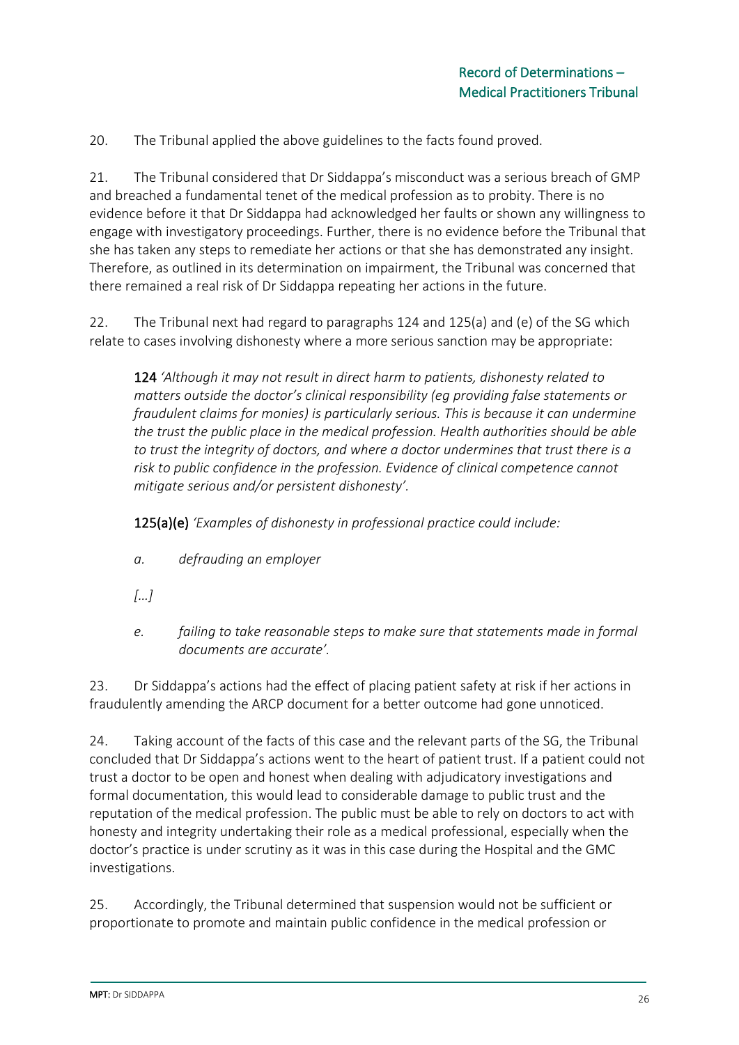20. The Tribunal applied the above guidelines to the facts found proved.

21. The Tribunal considered that Dr Siddappa's misconduct was a serious breach of GMP and breached a fundamental tenet of the medical profession as to probity. There is no evidence before it that Dr Siddappa had acknowledged her faults or shown any willingness to engage with investigatory proceedings. Further, there is no evidence before the Tribunal that she has taken any steps to remediate her actions or that she has demonstrated any insight. Therefore, as outlined in its determination on impairment, the Tribunal was concerned that there remained a real risk of Dr Siddappa repeating her actions in the future.

22. The Tribunal next had regard to paragraphs 124 and 125(a) and (e) of the SG which relate to cases involving dishonesty where a more serious sanction may be appropriate:

> **124** *'Although it may not result in direct harm to patients, dishonesty related to matters outside the doctor's clinical responsibility (eg providing false statements or fraudulent claims for monies) is particularly serious. This is because it can undermine the trust the public place in the medical profession. Health authorities should be able to trust the integrity of doctors, and where a doctor undermines that trust there is a risk to public confidence in the profession. Evidence of clinical competence cannot mitigate serious and/or persistent dishonesty'.*
>
> **125(a)(e)** *'Examples of dishonesty in professional practice could include:*
>
> *a. defrauding an employer*
>
> *[...]*
>
> *e. failing to take reasonable steps to make sure that statements made in formal documents are accurate'.*

23. Dr Siddappa's actions had the effect of placing patient safety at risk if her actions in fraudulently amending the ARCP document for a better outcome had gone unnoticed.

24. Taking account of the facts of this case and the relevant parts of the SG, the Tribunal concluded that Dr Siddappa's actions went to the heart of patient trust. If a patient could not trust a doctor to be open and honest when dealing with adjudicatory investigations and formal documentation, this would lead to considerable damage to public trust and the reputation of the medical profession. The public must be able to rely on doctors to act with honesty and integrity undertaking their role as a medical professional, especially when the doctor's practice is under scrutiny as it was in this case during the Hospital and the GMC investigations.

25. Accordingly, the Tribunal determined that suspension would not be sufficient or proportionate to promote and maintain public confidence in the medical profession or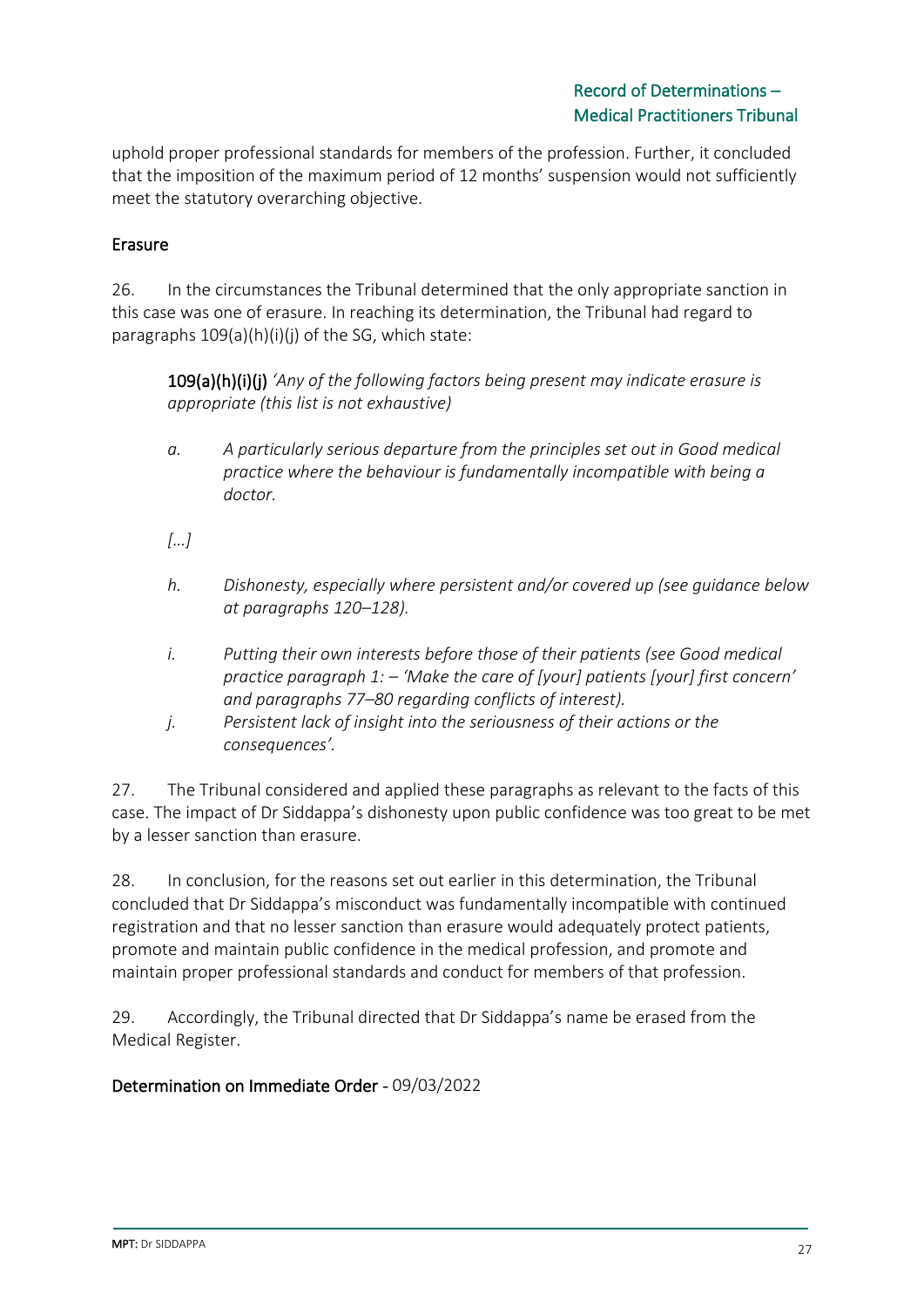uphold proper professional standards for members of the profession. Further, it concluded that the imposition of the maximum period of 12 months' suspension would not sufficiently meet the statutory overarching objective.

## Erasure

26. In the circumstances the Tribunal determined that the only appropriate sanction in this case was one of erasure. In reaching its determination, the Tribunal had regard to paragraphs 109(a)(h)(i)(j) of the SG, which state:

> **109(a)(h)(i)(j)** *'Any of the following factors being present may indicate erasure is appropriate (this list is not exhaustive)*
>
> *a. A particularly serious departure from the principles set out in Good medical practice where the behaviour is fundamentally incompatible with being a doctor.*
>
> *[...]*
>
> *h. Dishonesty, especially where persistent and/or covered up (see guidance below at paragraphs 120–128).*
>
> *i. Putting their own interests before those of their patients (see Good medical practice paragraph 1: – 'Make the care of [your] patients [your] first concern' and paragraphs 77–80 regarding conflicts of interest).*
>
> *j. Persistent lack of insight into the seriousness of their actions or the consequences'.*

27. The Tribunal considered and applied these paragraphs as relevant to the facts of this case. The impact of Dr Siddappa's dishonesty upon public confidence was too great to be met by a lesser sanction than erasure.

28. In conclusion, for the reasons set out earlier in this determination, the Tribunal concluded that Dr Siddappa's misconduct was fundamentally incompatible with continued registration and that no lesser sanction than erasure would adequately protect patients, promote and maintain public confidence in the medical profession, and promote and maintain proper professional standards and conduct for members of that profession.

29. Accordingly, the Tribunal directed that Dr Siddappa's name be erased from the Medical Register.

## Determination on Immediate Order - 09/03/2022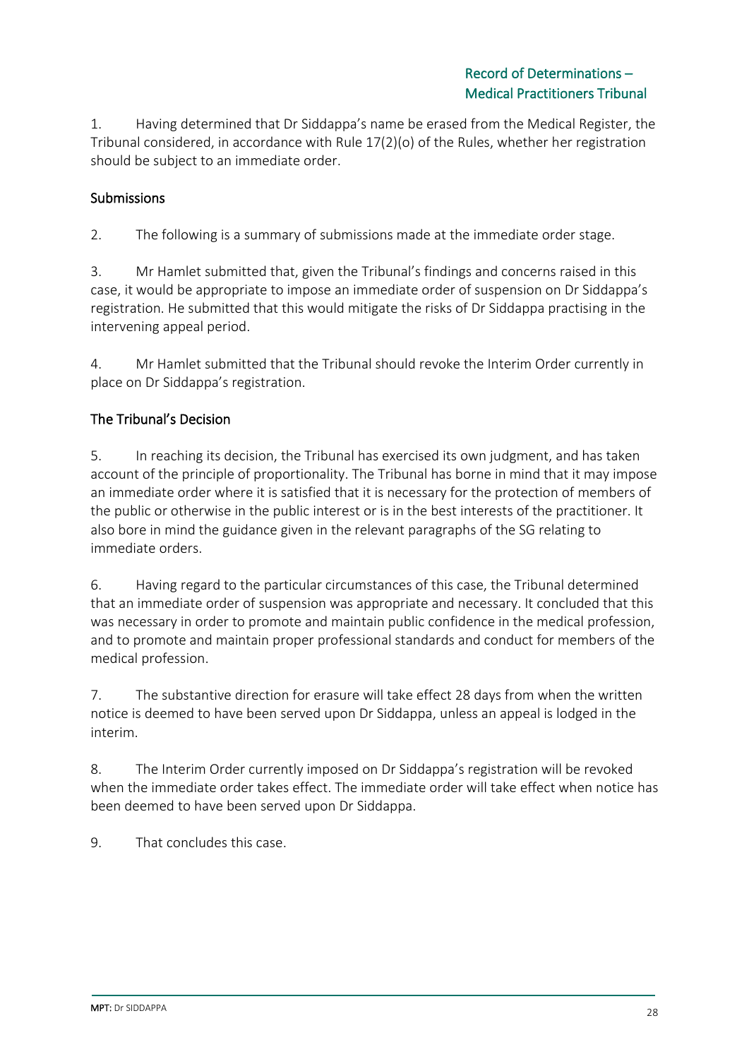1. Having determined that Dr Siddappa's name be erased from the Medical Register, the Tribunal considered, in accordance with Rule 17(2)(o) of the Rules, whether her registration should be subject to an immediate order.

## Submissions

2. The following is a summary of submissions made at the immediate order stage.

3. Mr Hamlet submitted that, given the Tribunal's findings and concerns raised in this case, it would be appropriate to impose an immediate order of suspension on Dr Siddappa's registration. He submitted that this would mitigate the risks of Dr Siddappa practising in the intervening appeal period.

4. Mr Hamlet submitted that the Tribunal should revoke the Interim Order currently in place on Dr Siddappa's registration.

## The Tribunal's Decision

5. In reaching its decision, the Tribunal has exercised its own judgment, and has taken account of the principle of proportionality. The Tribunal has borne in mind that it may impose an immediate order where it is satisfied that it is necessary for the protection of members of the public or otherwise in the public interest or is in the best interests of the practitioner. It also bore in mind the guidance given in the relevant paragraphs of the SG relating to immediate orders.

6. Having regard to the particular circumstances of this case, the Tribunal determined that an immediate order of suspension was appropriate and necessary. It concluded that this was necessary in order to promote and maintain public confidence in the medical profession, and to promote and maintain proper professional standards and conduct for members of the medical profession.

7. The substantive direction for erasure will take effect 28 days from when the written notice is deemed to have been served upon Dr Siddappa, unless an appeal is lodged in the interim.

8. The Interim Order currently imposed on Dr Siddappa's registration will be revoked when the immediate order takes effect. The immediate order will take effect when notice has been deemed to have been served upon Dr Siddappa.

9. That concludes this case.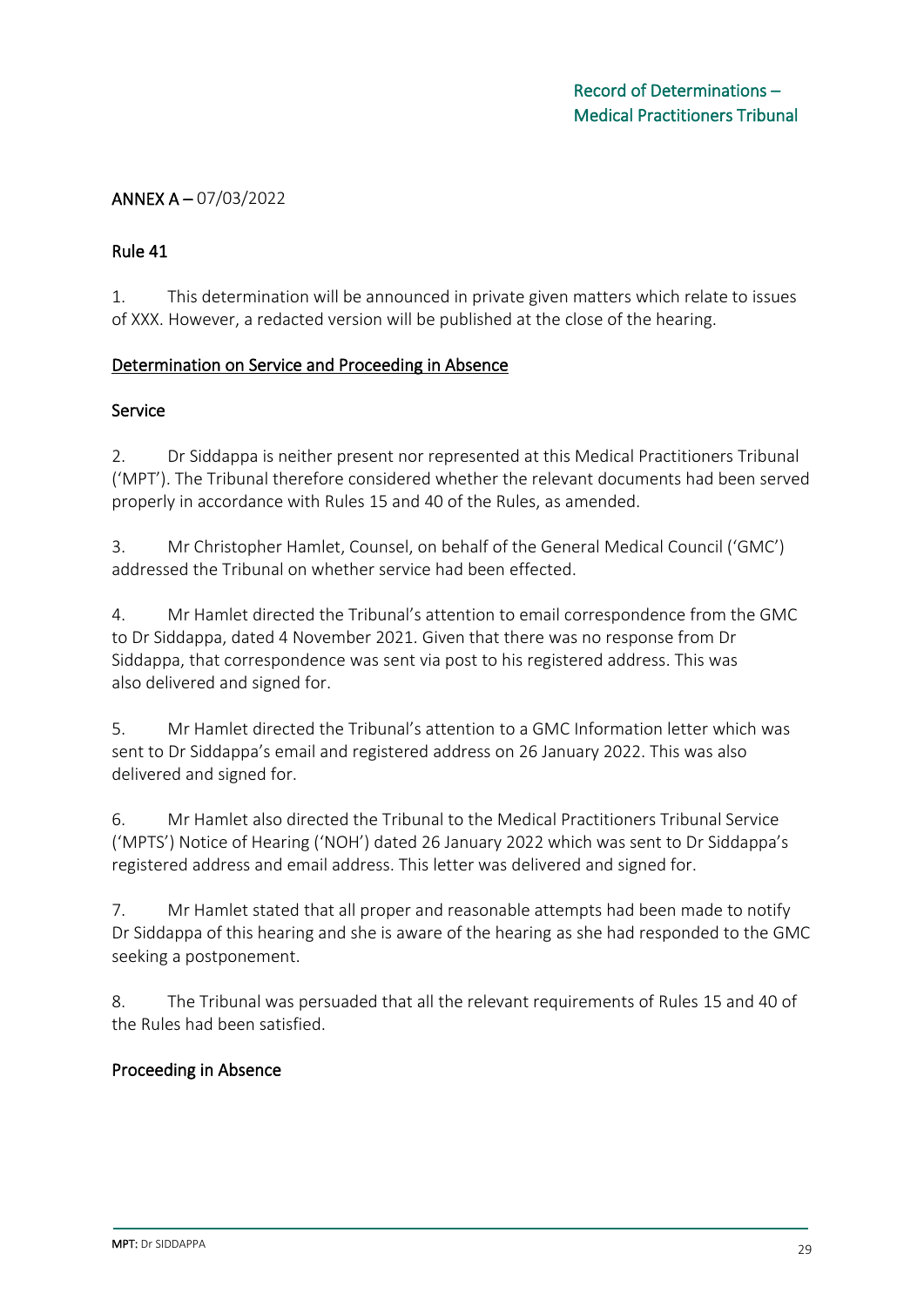ANNEX A – 07/03/2022

Rule 41

1. This determination will be announced in private given matters which relate to issues of XXX. However, a redacted version will be published at the close of the hearing.

Determination on Service and Proceeding in Absence

Service

2. Dr Siddappa is neither present nor represented at this Medical Practitioners Tribunal ('MPT'). The Tribunal therefore considered whether the relevant documents had been served properly in accordance with Rules 15 and 40 of the Rules, as amended.

3. Mr Christopher Hamlet, Counsel, on behalf of the General Medical Council ('GMC') addressed the Tribunal on whether service had been effected.

4. Mr Hamlet directed the Tribunal's attention to email correspondence from the GMC to Dr Siddappa, dated 4 November 2021. Given that there was no response from Dr Siddappa, that correspondence was sent via post to his registered address. This was also delivered and signed for.

5. Mr Hamlet directed the Tribunal's attention to a GMC Information letter which was sent to Dr Siddappa's email and registered address on 26 January 2022. This was also delivered and signed for.

6. Mr Hamlet also directed the Tribunal to the Medical Practitioners Tribunal Service ('MPTS') Notice of Hearing ('NOH') dated 26 January 2022 which was sent to Dr Siddappa's registered address and email address. This letter was delivered and signed for.

7. Mr Hamlet stated that all proper and reasonable attempts had been made to notify Dr Siddappa of this hearing and she is aware of the hearing as she had responded to the GMC seeking a postponement.

8. The Tribunal was persuaded that all the relevant requirements of Rules 15 and 40 of the Rules had been satisfied.

Proceeding in Absence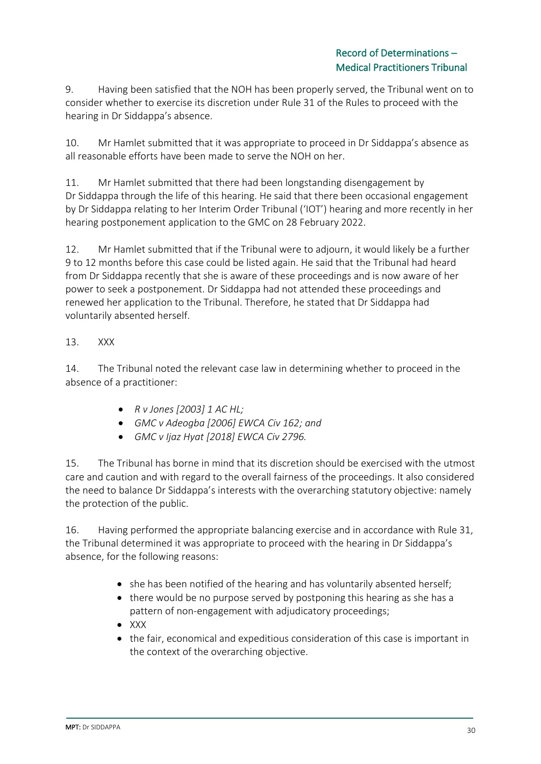9. Having been satisfied that the NOH has been properly served, the Tribunal went on to consider whether to exercise its discretion under Rule 31 of the Rules to proceed with the hearing in Dr Siddappa's absence.

10. Mr Hamlet submitted that it was appropriate to proceed in Dr Siddappa's absence as all reasonable efforts have been made to serve the NOH on her.

11. Mr Hamlet submitted that there had been longstanding disengagement by Dr Siddappa through the life of this hearing. He said that there been occasional engagement by Dr Siddappa relating to her Interim Order Tribunal ('IOT') hearing and more recently in her hearing postponement application to the GMC on 28 February 2022.

12. Mr Hamlet submitted that if the Tribunal were to adjourn, it would likely be a further 9 to 12 months before this case could be listed again. He said that the Tribunal had heard from Dr Siddappa recently that she is aware of these proceedings and is now aware of her power to seek a postponement. Dr Siddappa had not attended these proceedings and renewed her application to the Tribunal. Therefore, he stated that Dr Siddappa had voluntarily absented herself.

13. XXX

14. The Tribunal noted the relevant case law in determining whether to proceed in the absence of a practitioner:

- *R v Jones [2003] 1 AC HL;*
- *GMC v Adeogba [2006] EWCA Civ 162; and*
- *GMC v Ijaz Hyat [2018] EWCA Civ 2796.*

15. The Tribunal has borne in mind that its discretion should be exercised with the utmost care and caution and with regard to the overall fairness of the proceedings. It also considered the need to balance Dr Siddappa's interests with the overarching statutory objective: namely the protection of the public.

16. Having performed the appropriate balancing exercise and in accordance with Rule 31, the Tribunal determined it was appropriate to proceed with the hearing in Dr Siddappa's absence, for the following reasons:

- she has been notified of the hearing and has voluntarily absented herself;
- there would be no purpose served by postponing this hearing as she has a pattern of non-engagement with adjudicatory proceedings;
- XXX
- the fair, economical and expeditious consideration of this case is important in the context of the overarching objective.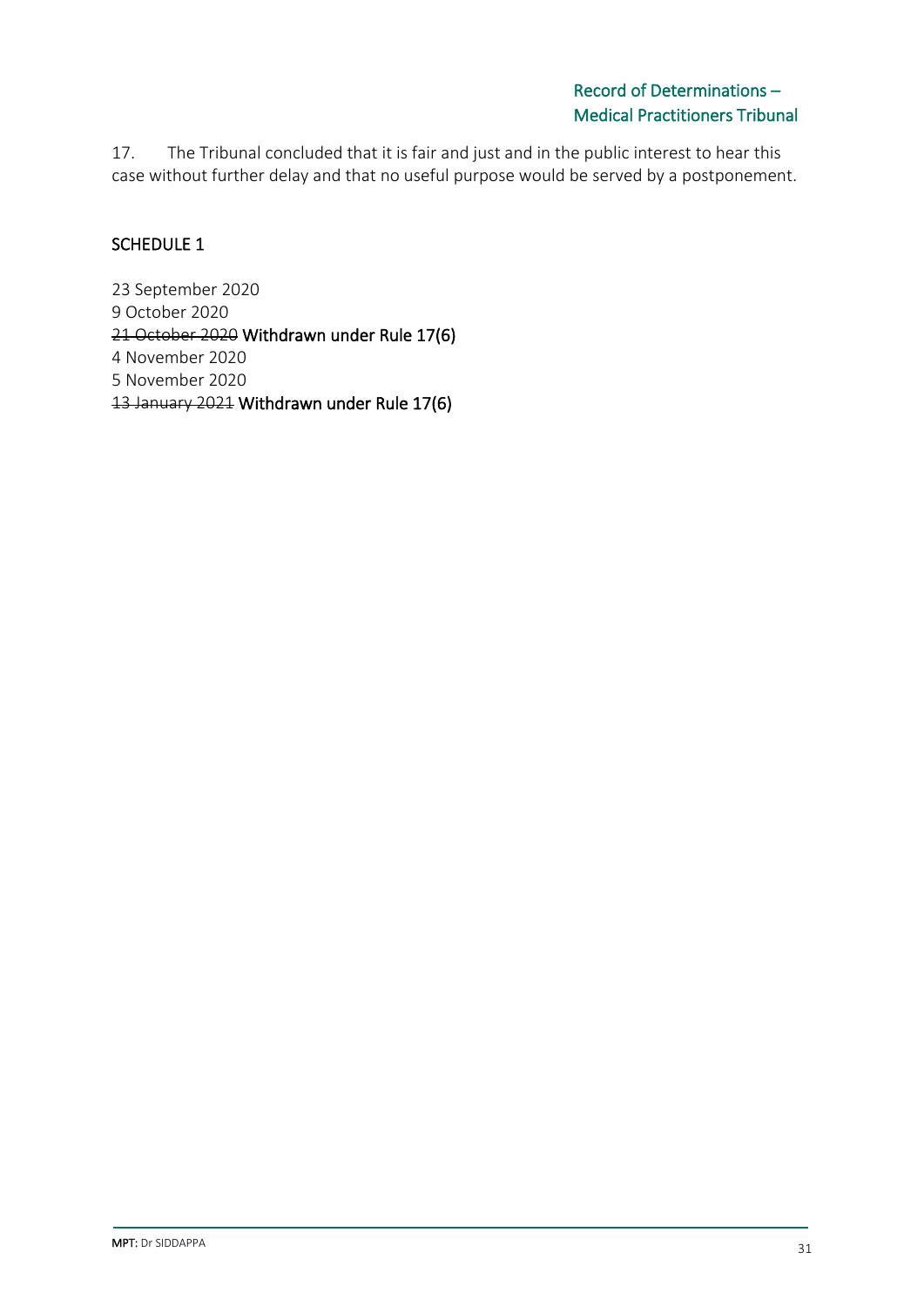17. The Tribunal concluded that it is fair and just and in the public interest to hear this case without further delay and that no useful purpose would be served by a postponement.

## SCHEDULE 1

23 September 2020
9 October 2020
~~21 October 2020~~ **Withdrawn under Rule 17(6)**
4 November 2020
5 November 2020
~~13 January 2021~~ **Withdrawn under Rule 17(6)**